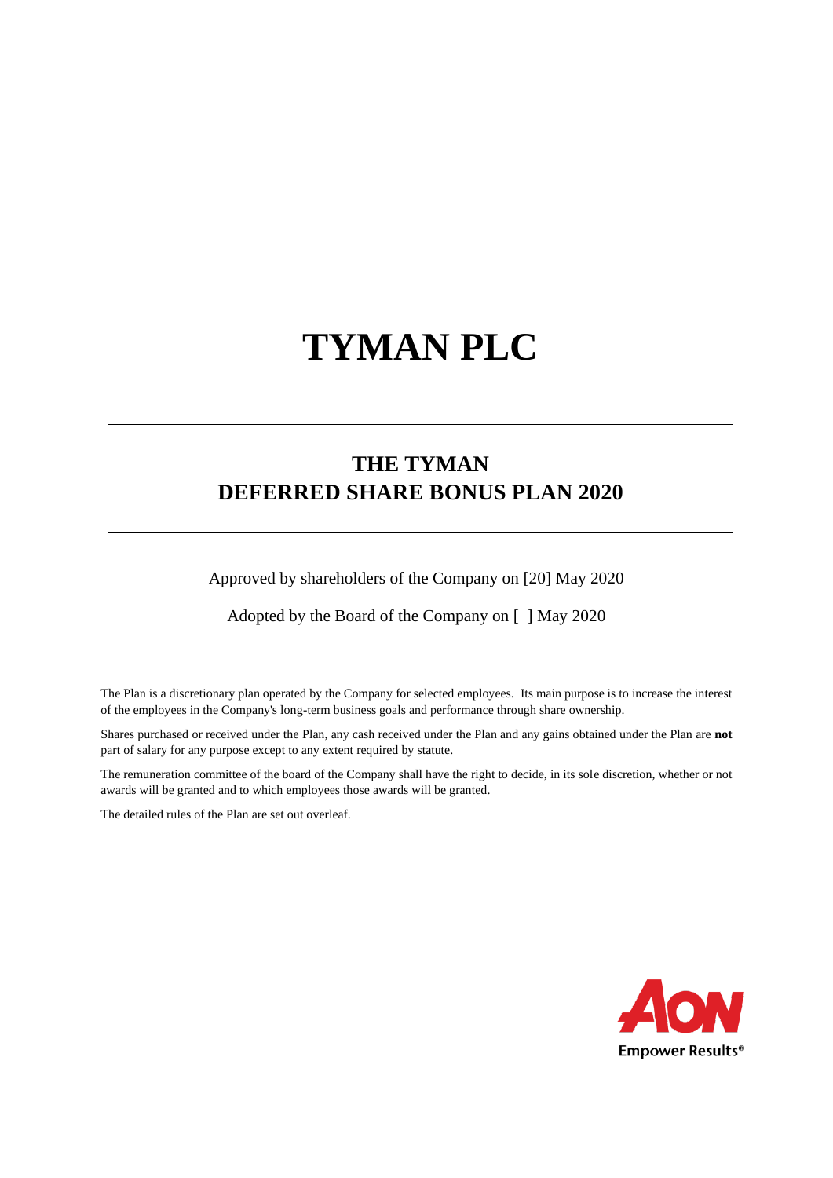# TYMAN PLC

## THE TYMAN DEFERRED SHARE BONUS PLAN 2020

Approved by shareholders of the Company on [20] May 2020

Adopted by the Board of the Company on [ ] May 2020

The Plan is a discretionary plan operated by the Company for selected employees. Its main purpose is to increase the interest of the employees in the Company's long-term business goals and performance through share ownership.

Shares purchased or received under the Plan, any cash received under the Plan and any gains obtained under the Plan are **not** part of salary for any purpose except to any extent required by statute.

The remuneration committee of the board of the Company shall have the right to decide, in its sole discretion, whether or not awards will be granted and to which employees those awards will be granted.

The detailed rules of the Plan are set out overleaf.

AON
Empower Results®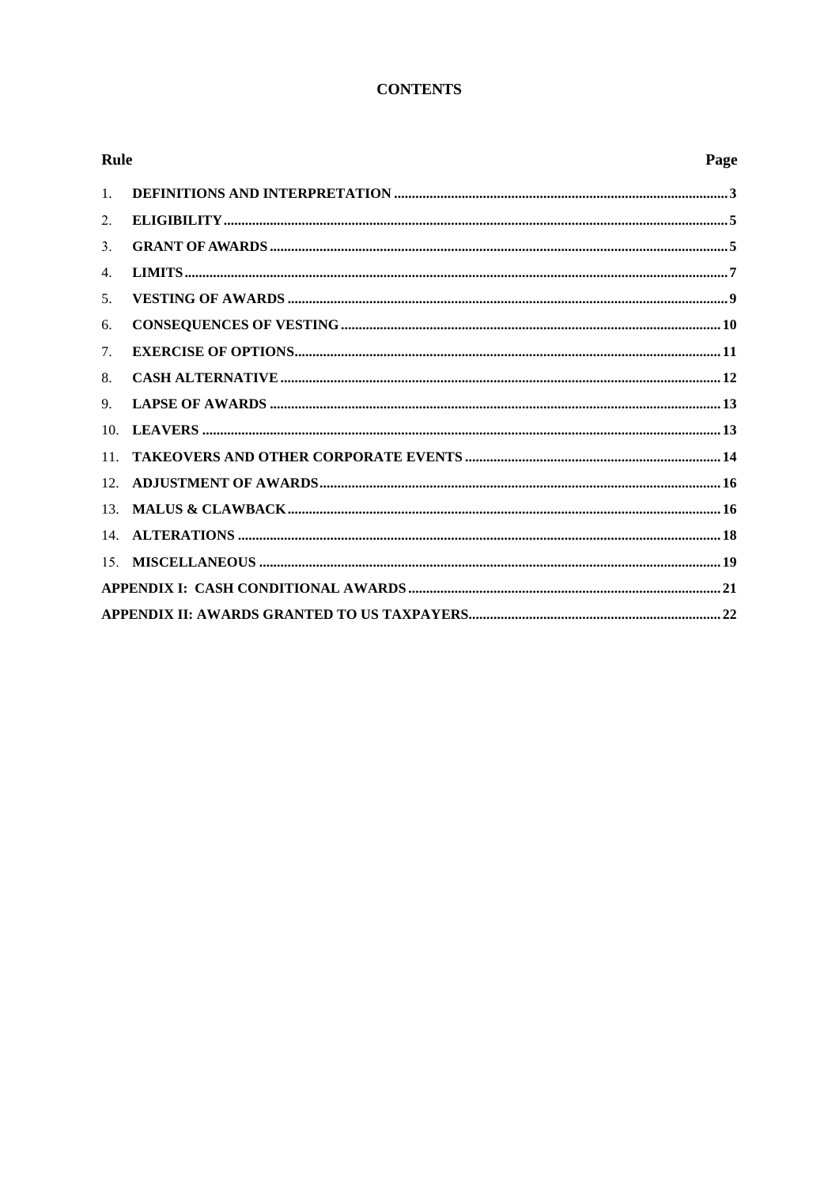## CONTENTS

| Rule | | Page |
|---|---|---|
| 1. | **DEFINITIONS AND INTERPRETATION** | **3** |
| 2. | **ELIGIBILITY** | **5** |
| 3. | **GRANT OF AWARDS** | **5** |
| 4. | **LIMITS** | **7** |
| 5. | **VESTING OF AWARDS** | **9** |
| 6. | **CONSEQUENCES OF VESTING** | **10** |
| 7. | **EXERCISE OF OPTIONS** | **11** |
| 8. | **CASH ALTERNATIVE** | **12** |
| 9. | **LAPSE OF AWARDS** | **13** |
| 10. | **LEAVERS** | **13** |
| 11. | **TAKEOVERS AND OTHER CORPORATE EVENTS** | **14** |
| 12. | **ADJUSTMENT OF AWARDS** | **16** |
| 13. | **MALUS & CLAWBACK** | **16** |
| 14. | **ALTERATIONS** | **18** |
| 15. | **MISCELLANEOUS** | **19** |
| **APPENDIX I: CASH CONDITIONAL AWARDS** | | **21** |
| **APPENDIX II: AWARDS GRANTED TO US TAXPAYERS** | | **22** |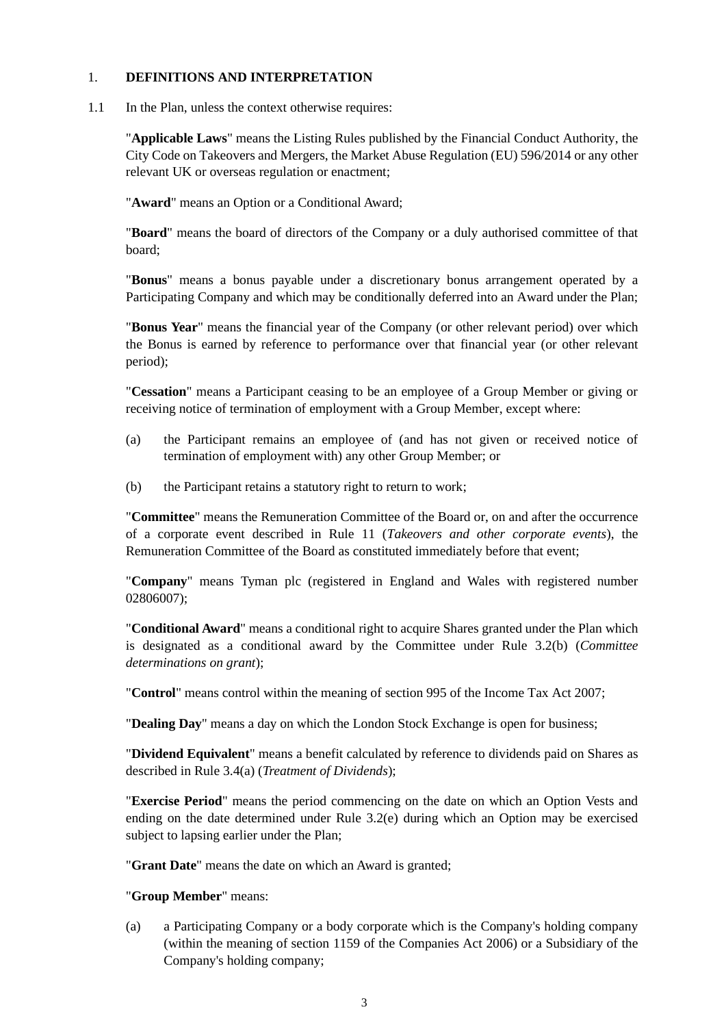## 1. DEFINITIONS AND INTERPRETATION

1.1 In the Plan, unless the context otherwise requires:

"**Applicable Laws**" means the Listing Rules published by the Financial Conduct Authority, the City Code on Takeovers and Mergers, the Market Abuse Regulation (EU) 596/2014 or any other relevant UK or overseas regulation or enactment;

"**Award**" means an Option or a Conditional Award;

"**Board**" means the board of directors of the Company or a duly authorised committee of that board;

"**Bonus**" means a bonus payable under a discretionary bonus arrangement operated by a Participating Company and which may be conditionally deferred into an Award under the Plan;

"**Bonus Year**" means the financial year of the Company (or other relevant period) over which the Bonus is earned by reference to performance over that financial year (or other relevant period);

"**Cessation**" means a Participant ceasing to be an employee of a Group Member or giving or receiving notice of termination of employment with a Group Member, except where:

(a) the Participant remains an employee of (and has not given or received notice of termination of employment with) any other Group Member; or

(b) the Participant retains a statutory right to return to work;

"**Committee**" means the Remuneration Committee of the Board or, on and after the occurrence of a corporate event described in Rule 11 (*Takeovers and other corporate events*), the Remuneration Committee of the Board as constituted immediately before that event;

"**Company**" means Tyman plc (registered in England and Wales with registered number 02806007);

"**Conditional Award**" means a conditional right to acquire Shares granted under the Plan which is designated as a conditional award by the Committee under Rule 3.2(b) (*Committee determinations on grant*);

"**Control**" means control within the meaning of section 995 of the Income Tax Act 2007;

"**Dealing Day**" means a day on which the London Stock Exchange is open for business;

"**Dividend Equivalent**" means a benefit calculated by reference to dividends paid on Shares as described in Rule 3.4(a) (*Treatment of Dividends*);

"**Exercise Period**" means the period commencing on the date on which an Option Vests and ending on the date determined under Rule 3.2(e) during which an Option may be exercised subject to lapsing earlier under the Plan;

"**Grant Date**" means the date on which an Award is granted;

"**Group Member**" means:

(a) a Participating Company or a body corporate which is the Company's holding company (within the meaning of section 1159 of the Companies Act 2006) or a Subsidiary of the Company's holding company;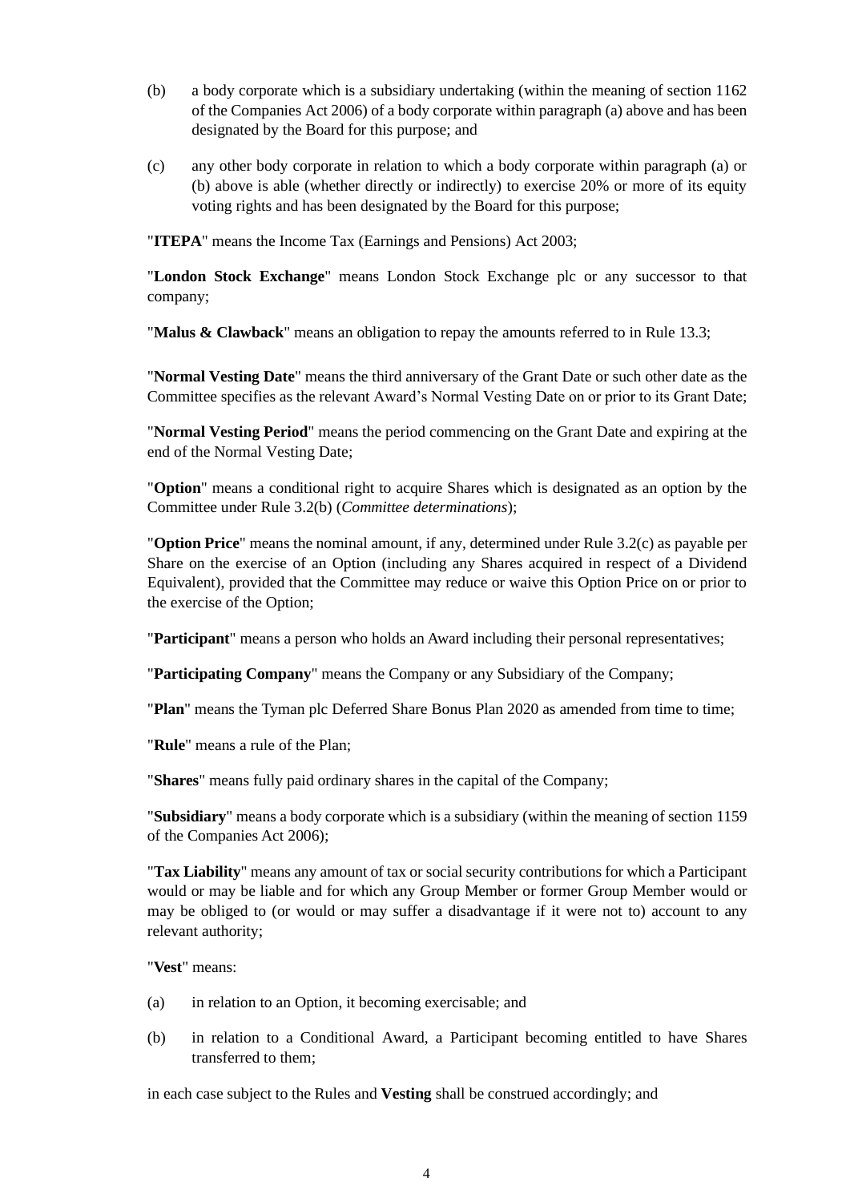(b) a body corporate which is a subsidiary undertaking (within the meaning of section 1162 of the Companies Act 2006) of a body corporate within paragraph (a) above and has been designated by the Board for this purpose; and

(c) any other body corporate in relation to which a body corporate within paragraph (a) or (b) above is able (whether directly or indirectly) to exercise 20% or more of its equity voting rights and has been designated by the Board for this purpose;

"**ITEPA**" means the Income Tax (Earnings and Pensions) Act 2003;

"**London Stock Exchange**" means London Stock Exchange plc or any successor to that company;

"**Malus & Clawback**" means an obligation to repay the amounts referred to in Rule 13.3;

"**Normal Vesting Date**" means the third anniversary of the Grant Date or such other date as the Committee specifies as the relevant Award's Normal Vesting Date on or prior to its Grant Date;

"**Normal Vesting Period**" means the period commencing on the Grant Date and expiring at the end of the Normal Vesting Date;

"**Option**" means a conditional right to acquire Shares which is designated as an option by the Committee under Rule 3.2(b) (*Committee determinations*);

"**Option Price**" means the nominal amount, if any, determined under Rule 3.2(c) as payable per Share on the exercise of an Option (including any Shares acquired in respect of a Dividend Equivalent), provided that the Committee may reduce or waive this Option Price on or prior to the exercise of the Option;

"**Participant**" means a person who holds an Award including their personal representatives;

"**Participating Company**" means the Company or any Subsidiary of the Company;

"**Plan**" means the Tyman plc Deferred Share Bonus Plan 2020 as amended from time to time;

"**Rule**" means a rule of the Plan;

"**Shares**" means fully paid ordinary shares in the capital of the Company;

"**Subsidiary**" means a body corporate which is a subsidiary (within the meaning of section 1159 of the Companies Act 2006);

"**Tax Liability**" means any amount of tax or social security contributions for which a Participant would or may be liable and for which any Group Member or former Group Member would or may be obliged to (or would or may suffer a disadvantage if it were not to) account to any relevant authority;

"**Vest**" means:

(a) in relation to an Option, it becoming exercisable; and

(b) in relation to a Conditional Award, a Participant becoming entitled to have Shares transferred to them;

in each case subject to the Rules and **Vesting** shall be construed accordingly; and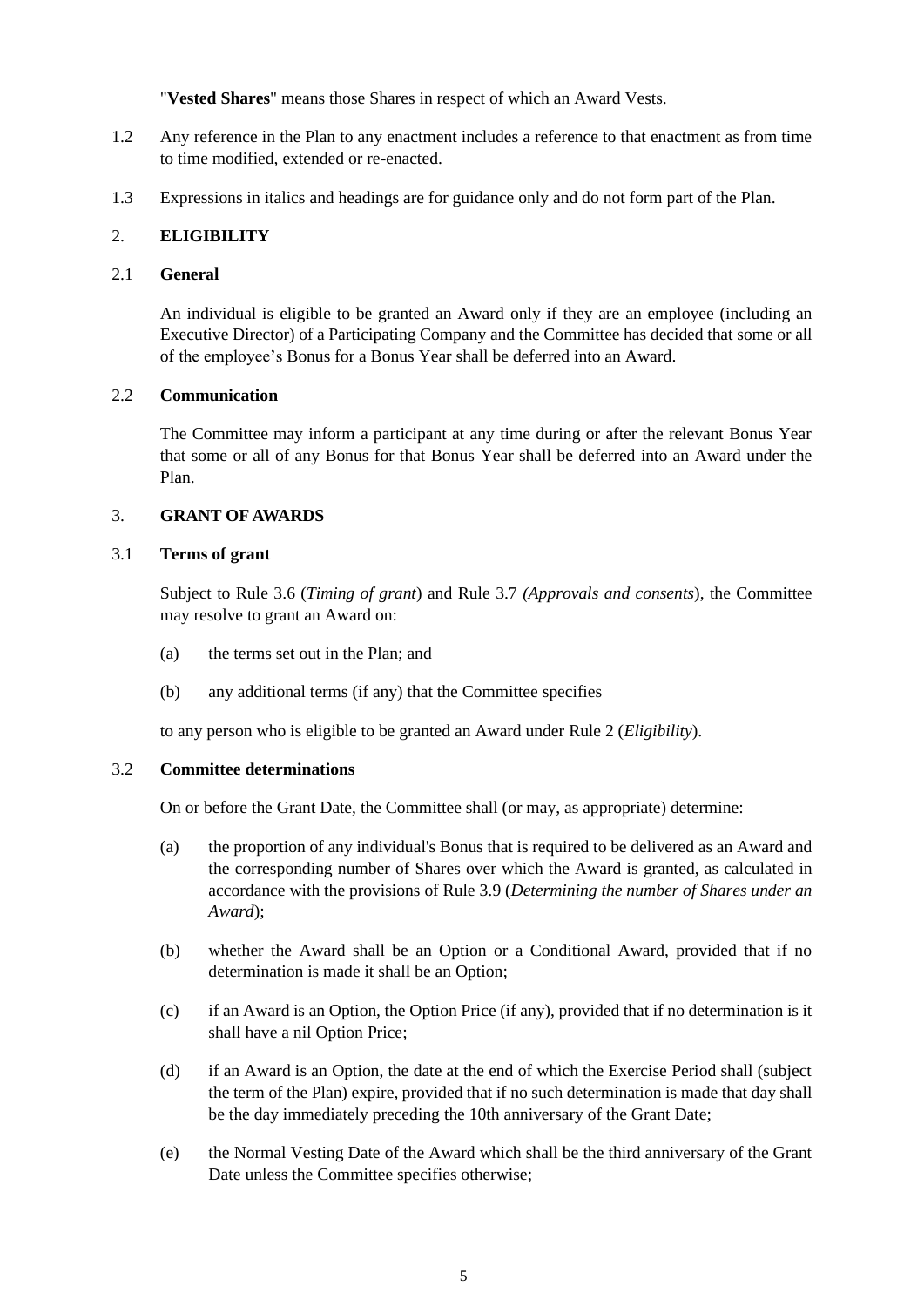"**Vested Shares**" means those Shares in respect of which an Award Vests.

1.2 Any reference in the Plan to any enactment includes a reference to that enactment as from time to time modified, extended or re-enacted.

1.3 Expressions in italics and headings are for guidance only and do not form part of the Plan.

## 2. ELIGIBILITY

### 2.1 General

An individual is eligible to be granted an Award only if they are an employee (including an Executive Director) of a Participating Company and the Committee has decided that some or all of the employee's Bonus for a Bonus Year shall be deferred into an Award.

### 2.2 Communication

The Committee may inform a participant at any time during or after the relevant Bonus Year that some or all of any Bonus for that Bonus Year shall be deferred into an Award under the Plan.

## 3. GRANT OF AWARDS

### 3.1 Terms of grant

Subject to Rule 3.6 (*Timing of grant*) and Rule 3.7 *(Approvals and consents*), the Committee may resolve to grant an Award on:

(a) the terms set out in the Plan; and

(b) any additional terms (if any) that the Committee specifies

to any person who is eligible to be granted an Award under Rule 2 (*Eligibility*).

### 3.2 Committee determinations

On or before the Grant Date, the Committee shall (or may, as appropriate) determine:

(a) the proportion of any individual's Bonus that is required to be delivered as an Award and the corresponding number of Shares over which the Award is granted, as calculated in accordance with the provisions of Rule 3.9 (*Determining the number of Shares under an Award*);

(b) whether the Award shall be an Option or a Conditional Award, provided that if no determination is made it shall be an Option;

(c) if an Award is an Option, the Option Price (if any), provided that if no determination is it shall have a nil Option Price;

(d) if an Award is an Option, the date at the end of which the Exercise Period shall (subject the term of the Plan) expire, provided that if no such determination is made that day shall be the day immediately preceding the 10th anniversary of the Grant Date;

(e) the Normal Vesting Date of the Award which shall be the third anniversary of the Grant Date unless the Committee specifies otherwise;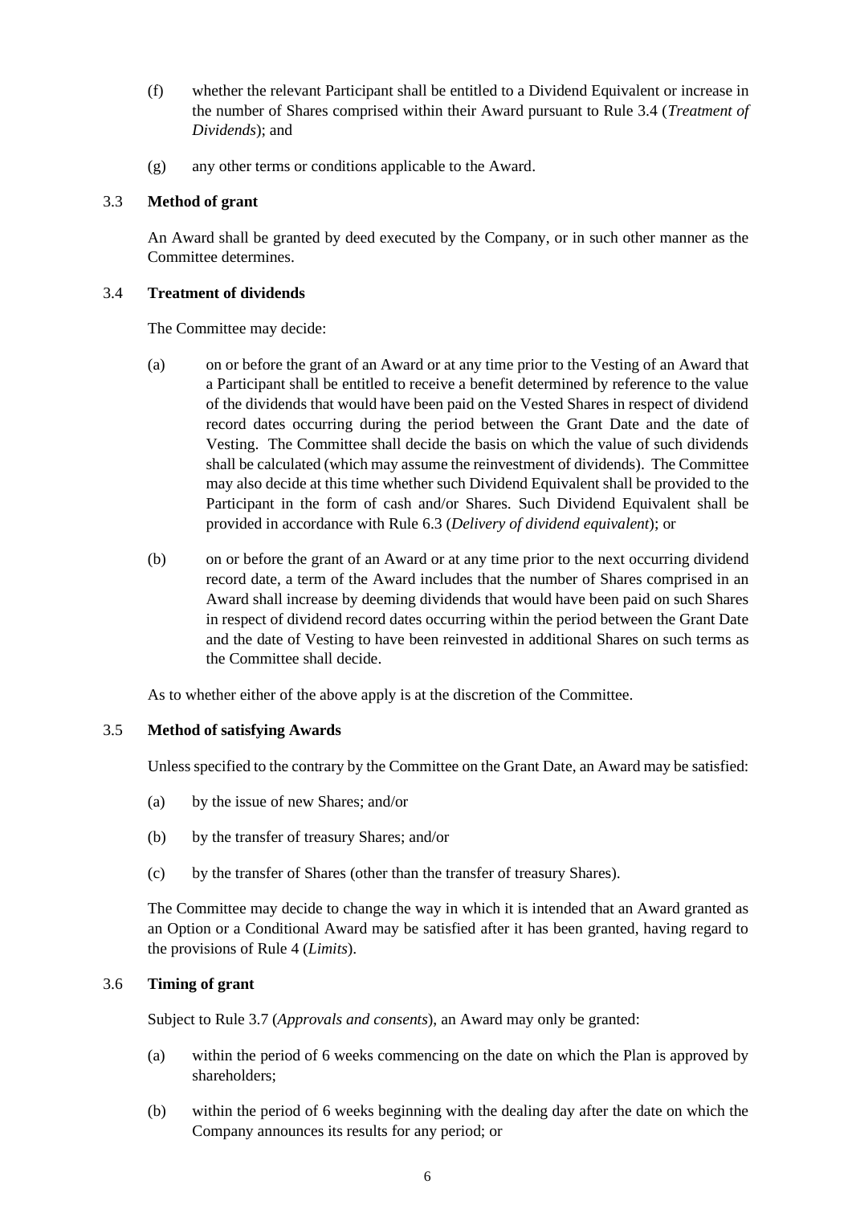(f) whether the relevant Participant shall be entitled to a Dividend Equivalent or increase in the number of Shares comprised within their Award pursuant to Rule 3.4 (*Treatment of Dividends*); and

(g) any other terms or conditions applicable to the Award.

### 3.3 **Method of grant**

An Award shall be granted by deed executed by the Company, or in such other manner as the Committee determines.

### 3.4 **Treatment of dividends**

The Committee may decide:

(a) on or before the grant of an Award or at any time prior to the Vesting of an Award that a Participant shall be entitled to receive a benefit determined by reference to the value of the dividends that would have been paid on the Vested Shares in respect of dividend record dates occurring during the period between the Grant Date and the date of Vesting. The Committee shall decide the basis on which the value of such dividends shall be calculated (which may assume the reinvestment of dividends). The Committee may also decide at this time whether such Dividend Equivalent shall be provided to the Participant in the form of cash and/or Shares. Such Dividend Equivalent shall be provided in accordance with Rule 6.3 (*Delivery of dividend equivalent*); or

(b) on or before the grant of an Award or at any time prior to the next occurring dividend record date, a term of the Award includes that the number of Shares comprised in an Award shall increase by deeming dividends that would have been paid on such Shares in respect of dividend record dates occurring within the period between the Grant Date and the date of Vesting to have been reinvested in additional Shares on such terms as the Committee shall decide.

As to whether either of the above apply is at the discretion of the Committee.

### 3.5 **Method of satisfying Awards**

Unless specified to the contrary by the Committee on the Grant Date, an Award may be satisfied:

(a) by the issue of new Shares; and/or

(b) by the transfer of treasury Shares; and/or

(c) by the transfer of Shares (other than the transfer of treasury Shares).

The Committee may decide to change the way in which it is intended that an Award granted as an Option or a Conditional Award may be satisfied after it has been granted, having regard to the provisions of Rule 4 (*Limits*).

### 3.6 **Timing of grant**

Subject to Rule 3.7 (*Approvals and consents*), an Award may only be granted:

(a) within the period of 6 weeks commencing on the date on which the Plan is approved by shareholders;

(b) within the period of 6 weeks beginning with the dealing day after the date on which the Company announces its results for any period; or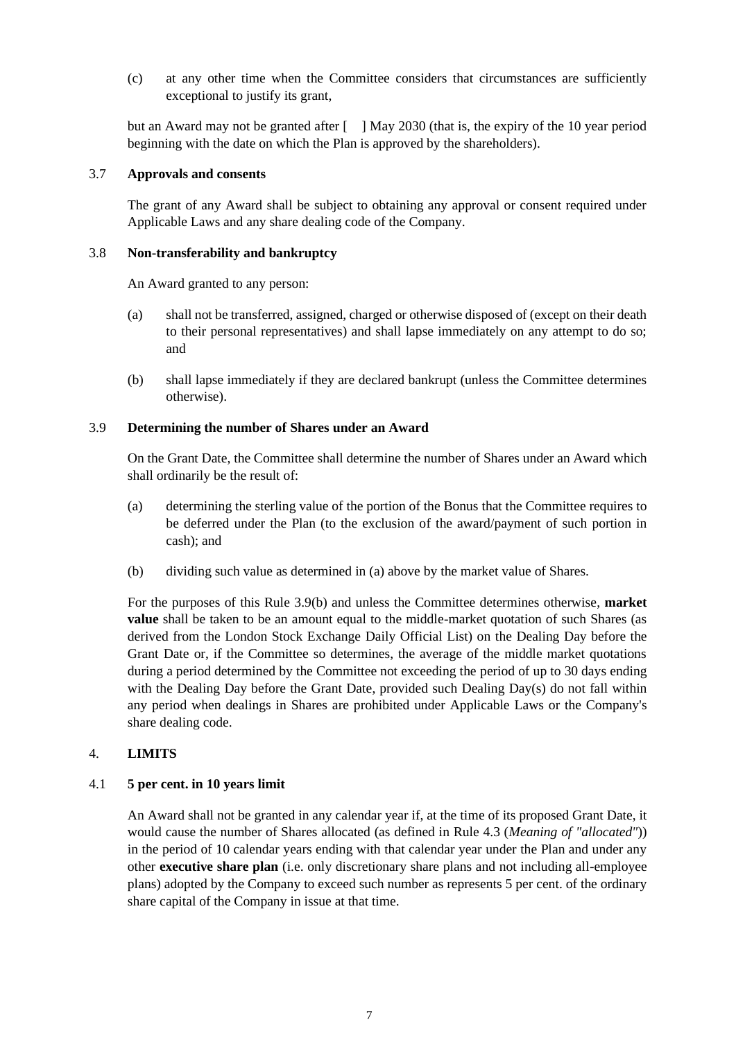(c) at any other time when the Committee considers that circumstances are sufficiently exceptional to justify its grant,

but an Award may not be granted after [ ] May 2030 (that is, the expiry of the 10 year period beginning with the date on which the Plan is approved by the shareholders).

### 3.7 Approvals and consents

The grant of any Award shall be subject to obtaining any approval or consent required under Applicable Laws and any share dealing code of the Company.

### 3.8 Non-transferability and bankruptcy

An Award granted to any person:

(a) shall not be transferred, assigned, charged or otherwise disposed of (except on their death to their personal representatives) and shall lapse immediately on any attempt to do so; and

(b) shall lapse immediately if they are declared bankrupt (unless the Committee determines otherwise).

### 3.9 Determining the number of Shares under an Award

On the Grant Date, the Committee shall determine the number of Shares under an Award which shall ordinarily be the result of:

(a) determining the sterling value of the portion of the Bonus that the Committee requires to be deferred under the Plan (to the exclusion of the award/payment of such portion in cash); and

(b) dividing such value as determined in (a) above by the market value of Shares.

For the purposes of this Rule 3.9(b) and unless the Committee determines otherwise, **market value** shall be taken to be an amount equal to the middle-market quotation of such Shares (as derived from the London Stock Exchange Daily Official List) on the Dealing Day before the Grant Date or, if the Committee so determines, the average of the middle market quotations during a period determined by the Committee not exceeding the period of up to 30 days ending with the Dealing Day before the Grant Date, provided such Dealing Day(s) do not fall within any period when dealings in Shares are prohibited under Applicable Laws or the Company's share dealing code.

## 4. LIMITS

### 4.1 5 per cent. in 10 years limit

An Award shall not be granted in any calendar year if, at the time of its proposed Grant Date, it would cause the number of Shares allocated (as defined in Rule 4.3 (*Meaning of "allocated"*)) in the period of 10 calendar years ending with that calendar year under the Plan and under any other **executive share plan** (i.e. only discretionary share plans and not including all-employee plans) adopted by the Company to exceed such number as represents 5 per cent. of the ordinary share capital of the Company in issue at that time.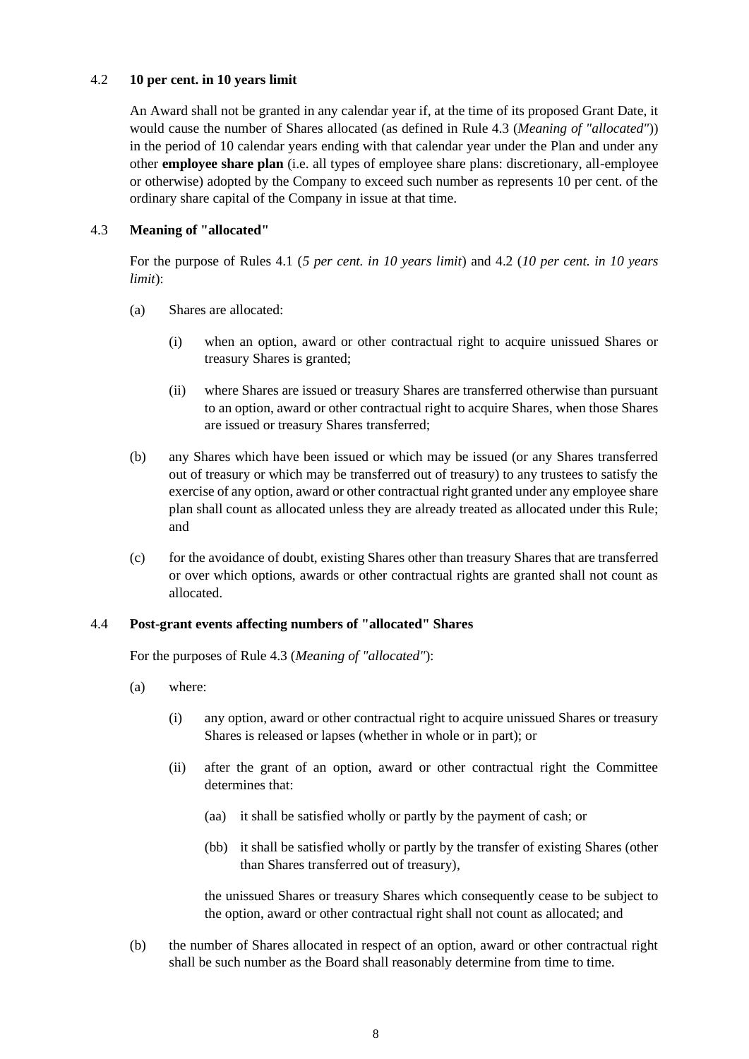### 4.2 **10 per cent. in 10 years limit**

An Award shall not be granted in any calendar year if, at the time of its proposed Grant Date, it would cause the number of Shares allocated (as defined in Rule 4.3 (*Meaning of "allocated"*)) in the period of 10 calendar years ending with that calendar year under the Plan and under any other **employee share plan** (i.e. all types of employee share plans: discretionary, all-employee or otherwise) adopted by the Company to exceed such number as represents 10 per cent. of the ordinary share capital of the Company in issue at that time.

### 4.3 **Meaning of "allocated"**

For the purpose of Rules 4.1 (*5 per cent. in 10 years limit*) and 4.2 (*10 per cent. in 10 years limit*):

(a) Shares are allocated:

(i) when an option, award or other contractual right to acquire unissued Shares or treasury Shares is granted;

(ii) where Shares are issued or treasury Shares are transferred otherwise than pursuant to an option, award or other contractual right to acquire Shares, when those Shares are issued or treasury Shares transferred;

(b) any Shares which have been issued or which may be issued (or any Shares transferred out of treasury or which may be transferred out of treasury) to any trustees to satisfy the exercise of any option, award or other contractual right granted under any employee share plan shall count as allocated unless they are already treated as allocated under this Rule; and

(c) for the avoidance of doubt, existing Shares other than treasury Shares that are transferred or over which options, awards or other contractual rights are granted shall not count as allocated.

### 4.4 **Post-grant events affecting numbers of "allocated" Shares**

For the purposes of Rule 4.3 (*Meaning of "allocated"*):

(a) where:

(i) any option, award or other contractual right to acquire unissued Shares or treasury Shares is released or lapses (whether in whole or in part); or

(ii) after the grant of an option, award or other contractual right the Committee determines that:

(aa) it shall be satisfied wholly or partly by the payment of cash; or

(bb) it shall be satisfied wholly or partly by the transfer of existing Shares (other than Shares transferred out of treasury),

the unissued Shares or treasury Shares which consequently cease to be subject to the option, award or other contractual right shall not count as allocated; and

(b) the number of Shares allocated in respect of an option, award or other contractual right shall be such number as the Board shall reasonably determine from time to time.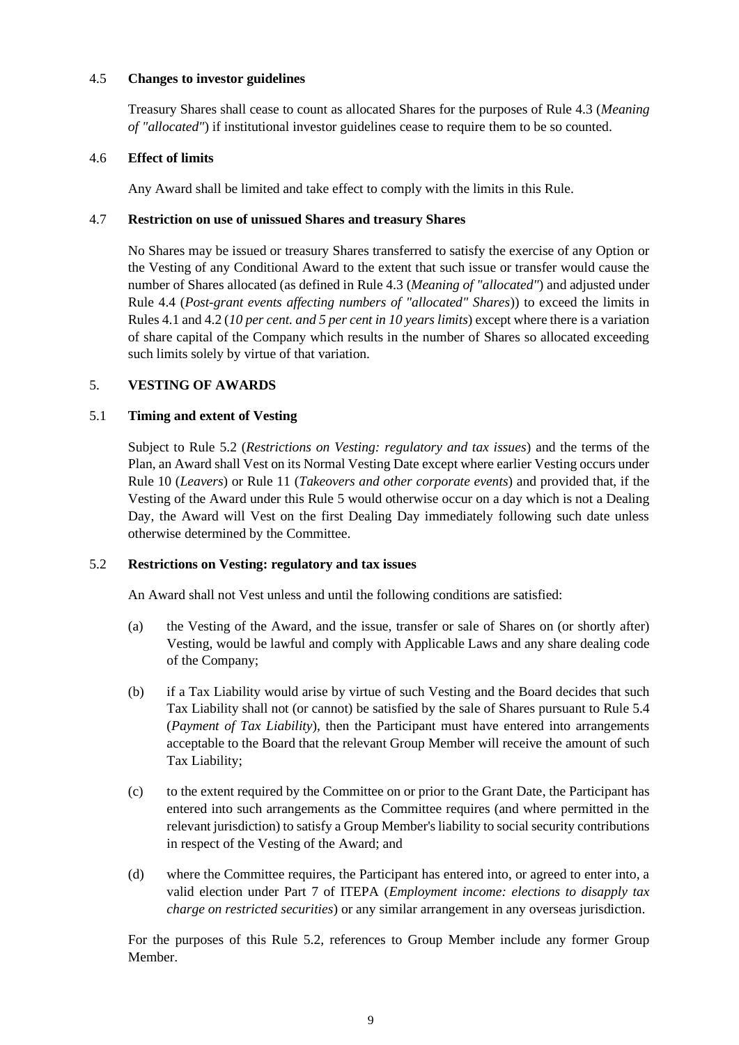### 4.5 **Changes to investor guidelines**

Treasury Shares shall cease to count as allocated Shares for the purposes of Rule 4.3 (*Meaning of "allocated"*) if institutional investor guidelines cease to require them to be so counted.

### 4.6 **Effect of limits**

Any Award shall be limited and take effect to comply with the limits in this Rule.

### 4.7 **Restriction on use of unissued Shares and treasury Shares**

No Shares may be issued or treasury Shares transferred to satisfy the exercise of any Option or the Vesting of any Conditional Award to the extent that such issue or transfer would cause the number of Shares allocated (as defined in Rule 4.3 (*Meaning of "allocated"*) and adjusted under Rule 4.4 (*Post-grant events affecting numbers of "allocated" Shares*)) to exceed the limits in Rules 4.1 and 4.2 (*10 per cent. and 5 per cent in 10 years limits*) except where there is a variation of share capital of the Company which results in the number of Shares so allocated exceeding such limits solely by virtue of that variation.

## 5. **VESTING OF AWARDS**

### 5.1 **Timing and extent of Vesting**

Subject to Rule 5.2 (*Restrictions on Vesting: regulatory and tax issues*) and the terms of the Plan, an Award shall Vest on its Normal Vesting Date except where earlier Vesting occurs under Rule 10 (*Leavers*) or Rule 11 (*Takeovers and other corporate events*) and provided that, if the Vesting of the Award under this Rule 5 would otherwise occur on a day which is not a Dealing Day, the Award will Vest on the first Dealing Day immediately following such date unless otherwise determined by the Committee.

### 5.2 **Restrictions on Vesting: regulatory and tax issues**

An Award shall not Vest unless and until the following conditions are satisfied:

(a) the Vesting of the Award, and the issue, transfer or sale of Shares on (or shortly after) Vesting, would be lawful and comply with Applicable Laws and any share dealing code of the Company;

(b) if a Tax Liability would arise by virtue of such Vesting and the Board decides that such Tax Liability shall not (or cannot) be satisfied by the sale of Shares pursuant to Rule 5.4 (*Payment of Tax Liability*), then the Participant must have entered into arrangements acceptable to the Board that the relevant Group Member will receive the amount of such Tax Liability;

(c) to the extent required by the Committee on or prior to the Grant Date, the Participant has entered into such arrangements as the Committee requires (and where permitted in the relevant jurisdiction) to satisfy a Group Member's liability to social security contributions in respect of the Vesting of the Award; and

(d) where the Committee requires, the Participant has entered into, or agreed to enter into, a valid election under Part 7 of ITEPA (*Employment income: elections to disapply tax charge on restricted securities*) or any similar arrangement in any overseas jurisdiction.

For the purposes of this Rule 5.2, references to Group Member include any former Group Member.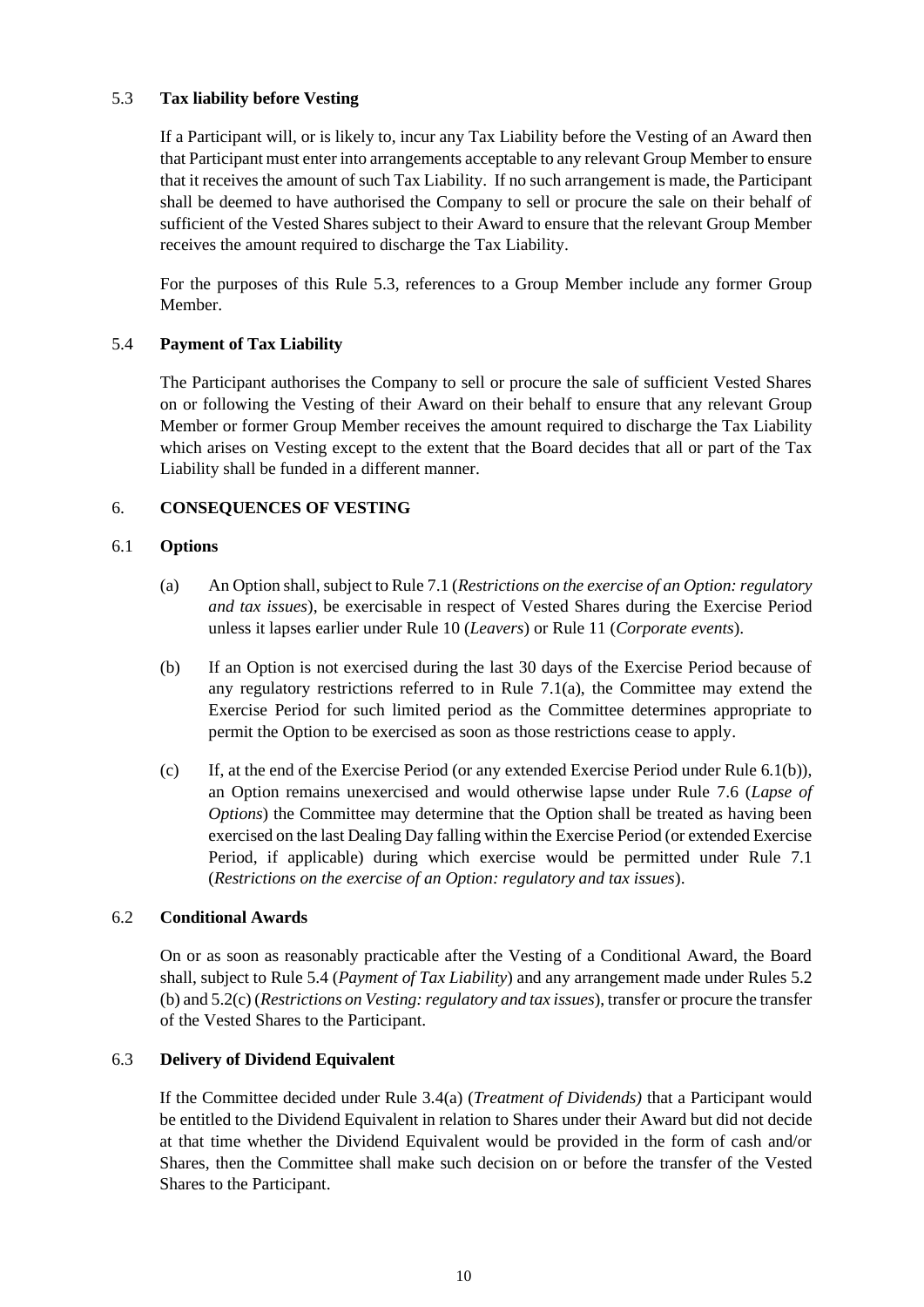### 5.3 Tax liability before Vesting

If a Participant will, or is likely to, incur any Tax Liability before the Vesting of an Award then that Participant must enter into arrangements acceptable to any relevant Group Member to ensure that it receives the amount of such Tax Liability. If no such arrangement is made, the Participant shall be deemed to have authorised the Company to sell or procure the sale on their behalf of sufficient of the Vested Shares subject to their Award to ensure that the relevant Group Member receives the amount required to discharge the Tax Liability.

For the purposes of this Rule 5.3, references to a Group Member include any former Group Member.

### 5.4 Payment of Tax Liability

The Participant authorises the Company to sell or procure the sale of sufficient Vested Shares on or following the Vesting of their Award on their behalf to ensure that any relevant Group Member or former Group Member receives the amount required to discharge the Tax Liability which arises on Vesting except to the extent that the Board decides that all or part of the Tax Liability shall be funded in a different manner.

## 6. CONSEQUENCES OF VESTING

### 6.1 Options

(a) An Option shall, subject to Rule 7.1 (*Restrictions on the exercise of an Option: regulatory and tax issues*), be exercisable in respect of Vested Shares during the Exercise Period unless it lapses earlier under Rule 10 (*Leavers*) or Rule 11 (*Corporate events*).

(b) If an Option is not exercised during the last 30 days of the Exercise Period because of any regulatory restrictions referred to in Rule 7.1(a), the Committee may extend the Exercise Period for such limited period as the Committee determines appropriate to permit the Option to be exercised as soon as those restrictions cease to apply.

(c) If, at the end of the Exercise Period (or any extended Exercise Period under Rule 6.1(b)), an Option remains unexercised and would otherwise lapse under Rule 7.6 (*Lapse of Options*) the Committee may determine that the Option shall be treated as having been exercised on the last Dealing Day falling within the Exercise Period (or extended Exercise Period, if applicable) during which exercise would be permitted under Rule 7.1 (*Restrictions on the exercise of an Option: regulatory and tax issues*).

### 6.2 Conditional Awards

On or as soon as reasonably practicable after the Vesting of a Conditional Award, the Board shall, subject to Rule 5.4 (*Payment of Tax Liability*) and any arrangement made under Rules 5.2 (b) and 5.2(c) (*Restrictions on Vesting: regulatory and tax issues*), transfer or procure the transfer of the Vested Shares to the Participant.

### 6.3 Delivery of Dividend Equivalent

If the Committee decided under Rule 3.4(a) (*Treatment of Dividends)* that a Participant would be entitled to the Dividend Equivalent in relation to Shares under their Award but did not decide at that time whether the Dividend Equivalent would be provided in the form of cash and/or Shares, then the Committee shall make such decision on or before the transfer of the Vested Shares to the Participant.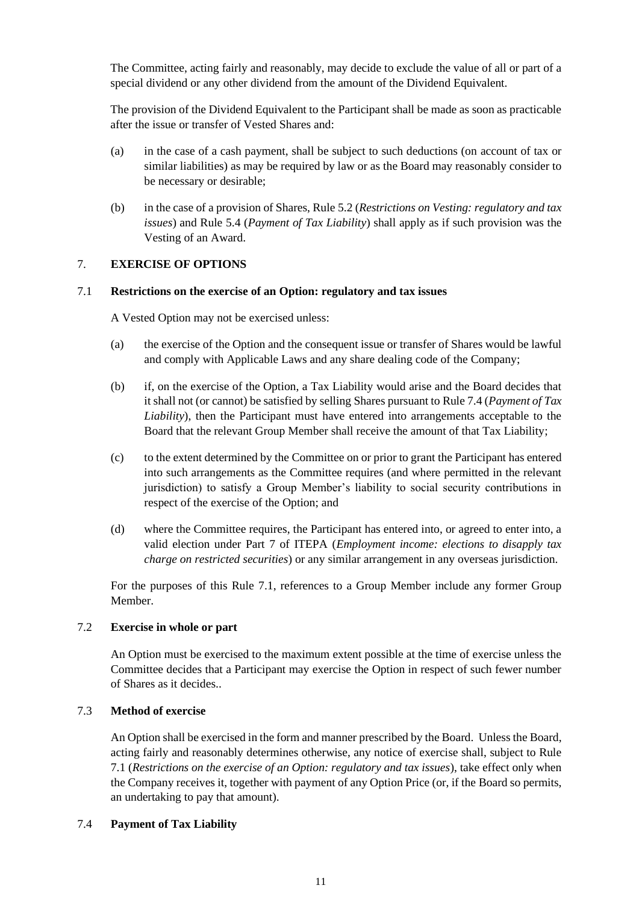The Committee, acting fairly and reasonably, may decide to exclude the value of all or part of a special dividend or any other dividend from the amount of the Dividend Equivalent.

The provision of the Dividend Equivalent to the Participant shall be made as soon as practicable after the issue or transfer of Vested Shares and:

(a) in the case of a cash payment, shall be subject to such deductions (on account of tax or similar liabilities) as may be required by law or as the Board may reasonably consider to be necessary or desirable;

(b) in the case of a provision of Shares, Rule 5.2 (*Restrictions on Vesting: regulatory and tax issues*) and Rule 5.4 (*Payment of Tax Liability*) shall apply as if such provision was the Vesting of an Award.

## 7. EXERCISE OF OPTIONS

### 7.1 Restrictions on the exercise of an Option: regulatory and tax issues

A Vested Option may not be exercised unless:

(a) the exercise of the Option and the consequent issue or transfer of Shares would be lawful and comply with Applicable Laws and any share dealing code of the Company;

(b) if, on the exercise of the Option, a Tax Liability would arise and the Board decides that it shall not (or cannot) be satisfied by selling Shares pursuant to Rule 7.4 (*Payment of Tax Liability*), then the Participant must have entered into arrangements acceptable to the Board that the relevant Group Member shall receive the amount of that Tax Liability;

(c) to the extent determined by the Committee on or prior to grant the Participant has entered into such arrangements as the Committee requires (and where permitted in the relevant jurisdiction) to satisfy a Group Member's liability to social security contributions in respect of the exercise of the Option; and

(d) where the Committee requires, the Participant has entered into, or agreed to enter into, a valid election under Part 7 of ITEPA (*Employment income: elections to disapply tax charge on restricted securities*) or any similar arrangement in any overseas jurisdiction.

For the purposes of this Rule 7.1, references to a Group Member include any former Group Member.

### 7.2 Exercise in whole or part

An Option must be exercised to the maximum extent possible at the time of exercise unless the Committee decides that a Participant may exercise the Option in respect of such fewer number of Shares as it decides..

### 7.3 Method of exercise

An Option shall be exercised in the form and manner prescribed by the Board. Unless the Board, acting fairly and reasonably determines otherwise, any notice of exercise shall, subject to Rule 7.1 (*Restrictions on the exercise of an Option: regulatory and tax issues*), take effect only when the Company receives it, together with payment of any Option Price (or, if the Board so permits, an undertaking to pay that amount).

### 7.4 Payment of Tax Liability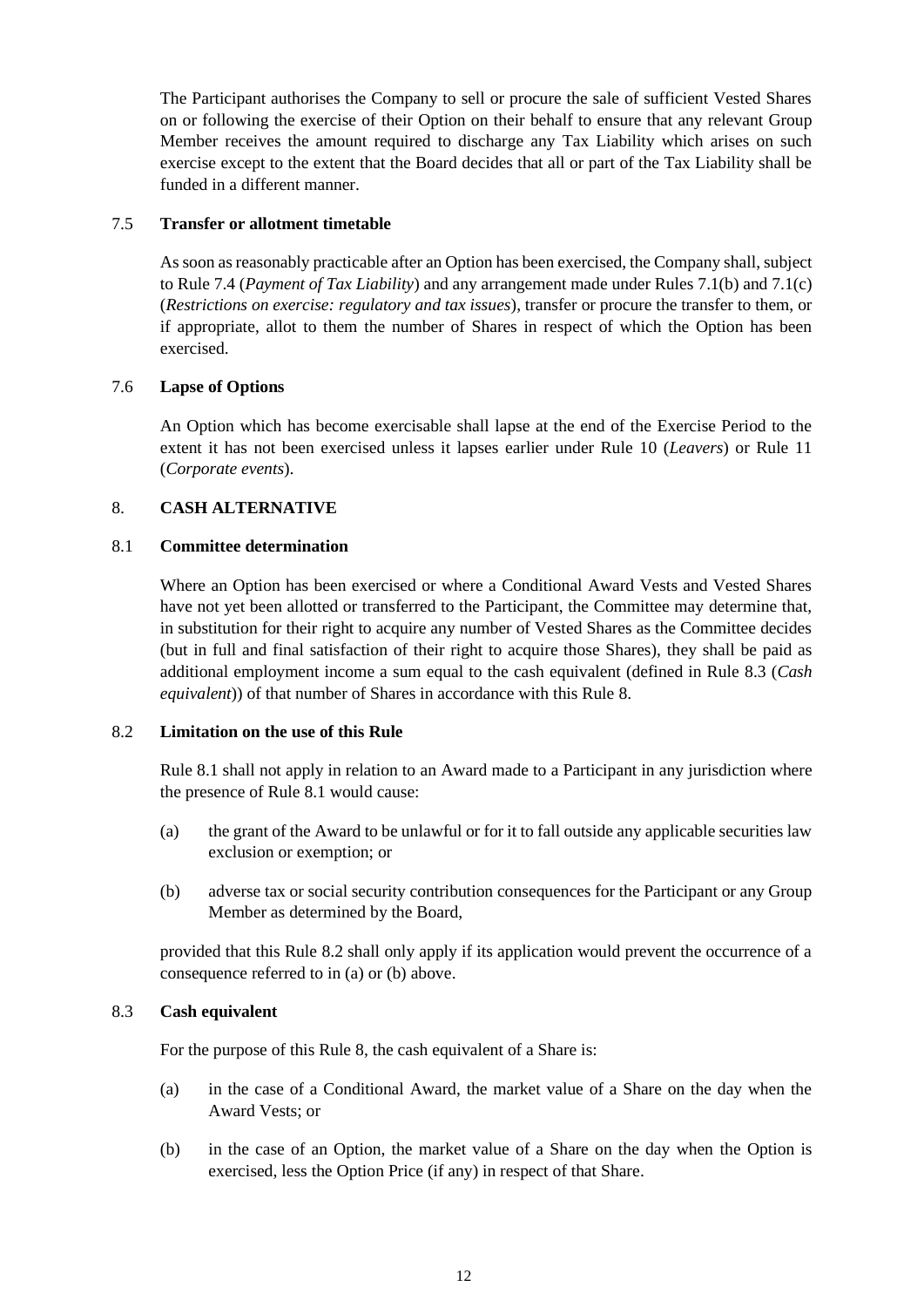The Participant authorises the Company to sell or procure the sale of sufficient Vested Shares on or following the exercise of their Option on their behalf to ensure that any relevant Group Member receives the amount required to discharge any Tax Liability which arises on such exercise except to the extent that the Board decides that all or part of the Tax Liability shall be funded in a different manner.

### 7.5 Transfer or allotment timetable

As soon as reasonably practicable after an Option has been exercised, the Company shall, subject to Rule 7.4 (*Payment of Tax Liability*) and any arrangement made under Rules 7.1(b) and 7.1(c) (*Restrictions on exercise: regulatory and tax issues*), transfer or procure the transfer to them, or if appropriate, allot to them the number of Shares in respect of which the Option has been exercised.

### 7.6 Lapse of Options

An Option which has become exercisable shall lapse at the end of the Exercise Period to the extent it has not been exercised unless it lapses earlier under Rule 10 (*Leavers*) or Rule 11 (*Corporate events*).

## 8. CASH ALTERNATIVE

### 8.1 Committee determination

Where an Option has been exercised or where a Conditional Award Vests and Vested Shares have not yet been allotted or transferred to the Participant, the Committee may determine that, in substitution for their right to acquire any number of Vested Shares as the Committee decides (but in full and final satisfaction of their right to acquire those Shares), they shall be paid as additional employment income a sum equal to the cash equivalent (defined in Rule 8.3 (*Cash equivalent*)) of that number of Shares in accordance with this Rule 8.

### 8.2 Limitation on the use of this Rule

Rule 8.1 shall not apply in relation to an Award made to a Participant in any jurisdiction where the presence of Rule 8.1 would cause:

(a) the grant of the Award to be unlawful or for it to fall outside any applicable securities law exclusion or exemption; or

(b) adverse tax or social security contribution consequences for the Participant or any Group Member as determined by the Board,

provided that this Rule 8.2 shall only apply if its application would prevent the occurrence of a consequence referred to in (a) or (b) above.

### 8.3 Cash equivalent

For the purpose of this Rule 8, the cash equivalent of a Share is:

(a) in the case of a Conditional Award, the market value of a Share on the day when the Award Vests; or

(b) in the case of an Option, the market value of a Share on the day when the Option is exercised, less the Option Price (if any) in respect of that Share.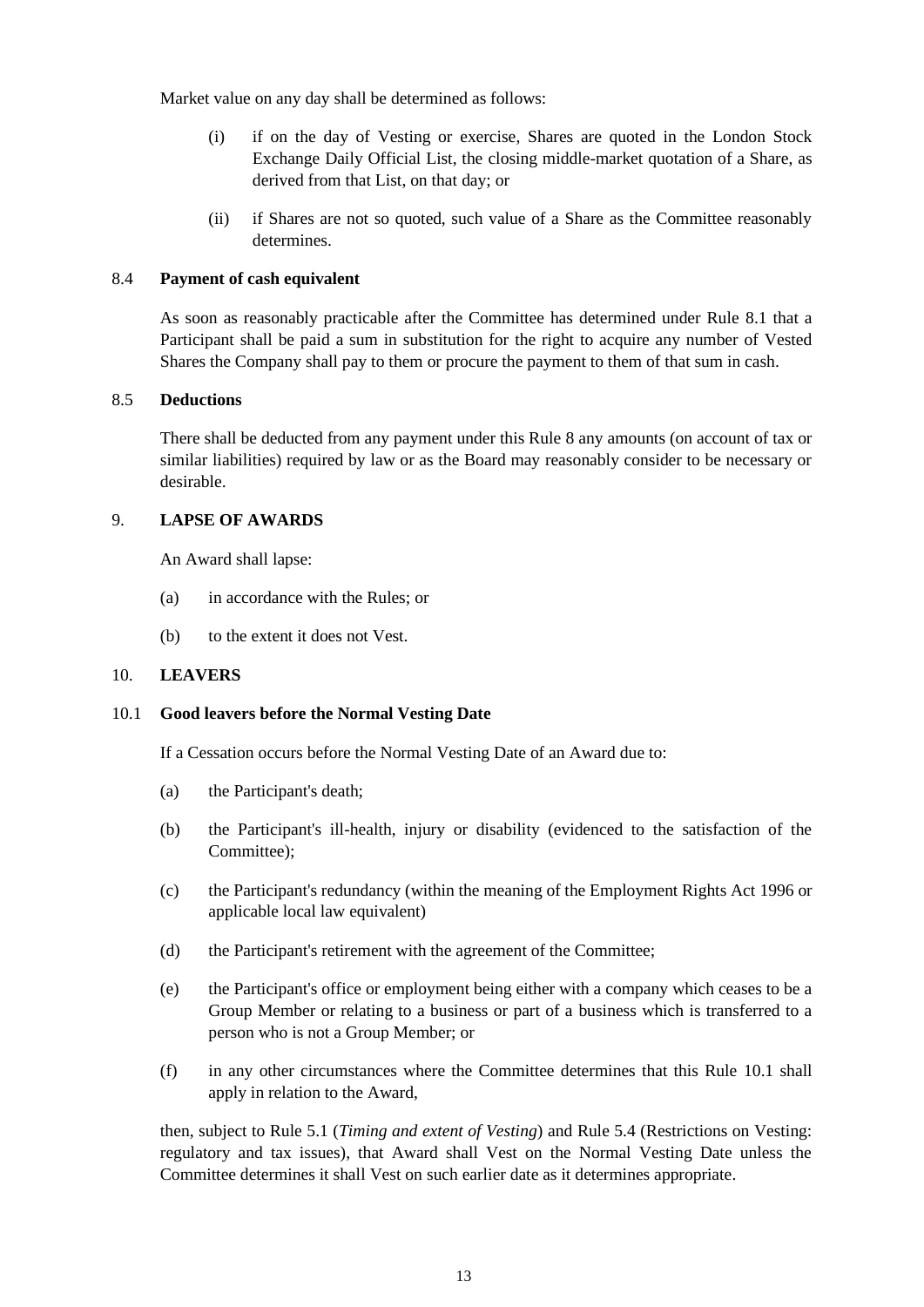Market value on any day shall be determined as follows:

(i) if on the day of Vesting or exercise, Shares are quoted in the London Stock Exchange Daily Official List, the closing middle-market quotation of a Share, as derived from that List, on that day; or

(ii) if Shares are not so quoted, such value of a Share as the Committee reasonably determines.

### 8.4 Payment of cash equivalent

As soon as reasonably practicable after the Committee has determined under Rule 8.1 that a Participant shall be paid a sum in substitution for the right to acquire any number of Vested Shares the Company shall pay to them or procure the payment to them of that sum in cash.

### 8.5 Deductions

There shall be deducted from any payment under this Rule 8 any amounts (on account of tax or similar liabilities) required by law or as the Board may reasonably consider to be necessary or desirable.

## 9. LAPSE OF AWARDS

An Award shall lapse:

(a) in accordance with the Rules; or

(b) to the extent it does not Vest.

## 10. LEAVERS

### 10.1 Good leavers before the Normal Vesting Date

If a Cessation occurs before the Normal Vesting Date of an Award due to:

(a) the Participant's death;

(b) the Participant's ill-health, injury or disability (evidenced to the satisfaction of the Committee);

(c) the Participant's redundancy (within the meaning of the Employment Rights Act 1996 or applicable local law equivalent)

(d) the Participant's retirement with the agreement of the Committee;

(e) the Participant's office or employment being either with a company which ceases to be a Group Member or relating to a business or part of a business which is transferred to a person who is not a Group Member; or

(f) in any other circumstances where the Committee determines that this Rule 10.1 shall apply in relation to the Award,

then, subject to Rule 5.1 (*Timing and extent of Vesting*) and Rule 5.4 (Restrictions on Vesting: regulatory and tax issues), that Award shall Vest on the Normal Vesting Date unless the Committee determines it shall Vest on such earlier date as it determines appropriate.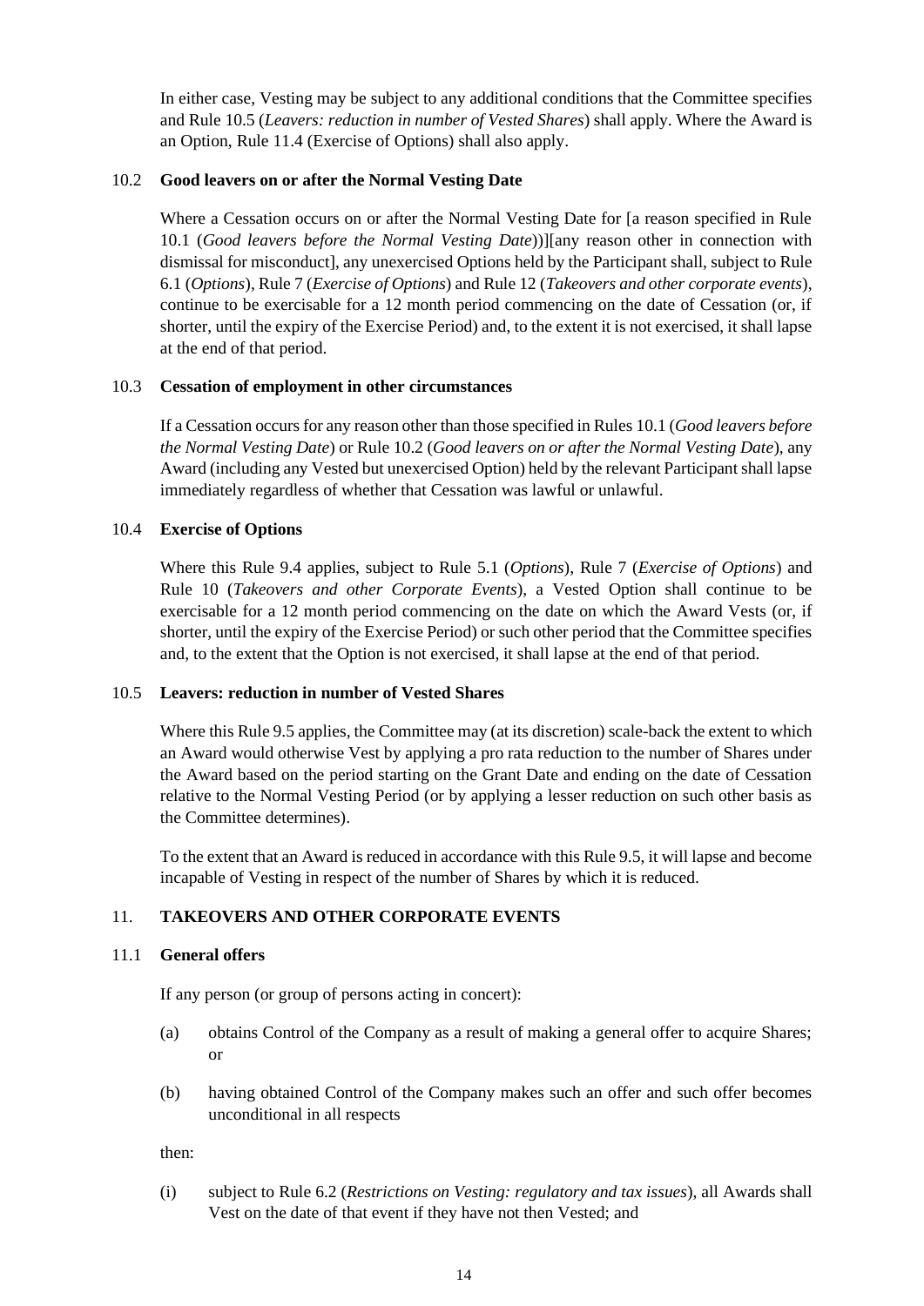In either case, Vesting may be subject to any additional conditions that the Committee specifies and Rule 10.5 (*Leavers: reduction in number of Vested Shares*) shall apply. Where the Award is an Option, Rule 11.4 (Exercise of Options) shall also apply.

### 10.2 **Good leavers on or after the Normal Vesting Date**

Where a Cessation occurs on or after the Normal Vesting Date for [a reason specified in Rule 10.1 (*Good leavers before the Normal Vesting Date*))][any reason other in connection with dismissal for misconduct], any unexercised Options held by the Participant shall, subject to Rule 6.1 (*Options*), Rule 7 (*Exercise of Options*) and Rule 12 (*Takeovers and other corporate events*), continue to be exercisable for a 12 month period commencing on the date of Cessation (or, if shorter, until the expiry of the Exercise Period) and, to the extent it is not exercised, it shall lapse at the end of that period.

### 10.3 **Cessation of employment in other circumstances**

If a Cessation occurs for any reason other than those specified in Rules 10.1 (*Good leavers before the Normal Vesting Date*) or Rule 10.2 (*Good leavers on or after the Normal Vesting Date*), any Award (including any Vested but unexercised Option) held by the relevant Participant shall lapse immediately regardless of whether that Cessation was lawful or unlawful.

### 10.4 **Exercise of Options**

Where this Rule 9.4 applies, subject to Rule 5.1 (*Options*), Rule 7 (*Exercise of Options*) and Rule 10 (*Takeovers and other Corporate Events*), a Vested Option shall continue to be exercisable for a 12 month period commencing on the date on which the Award Vests (or, if shorter, until the expiry of the Exercise Period) or such other period that the Committee specifies and, to the extent that the Option is not exercised, it shall lapse at the end of that period.

### 10.5 **Leavers: reduction in number of Vested Shares**

Where this Rule 9.5 applies, the Committee may (at its discretion) scale-back the extent to which an Award would otherwise Vest by applying a pro rata reduction to the number of Shares under the Award based on the period starting on the Grant Date and ending on the date of Cessation relative to the Normal Vesting Period (or by applying a lesser reduction on such other basis as the Committee determines).

To the extent that an Award is reduced in accordance with this Rule 9.5, it will lapse and become incapable of Vesting in respect of the number of Shares by which it is reduced.

## 11. **TAKEOVERS AND OTHER CORPORATE EVENTS**

### 11.1 **General offers**

If any person (or group of persons acting in concert):

(a) obtains Control of the Company as a result of making a general offer to acquire Shares; or

(b) having obtained Control of the Company makes such an offer and such offer becomes unconditional in all respects

then:

(i) subject to Rule 6.2 (*Restrictions on Vesting: regulatory and tax issues*), all Awards shall Vest on the date of that event if they have not then Vested; and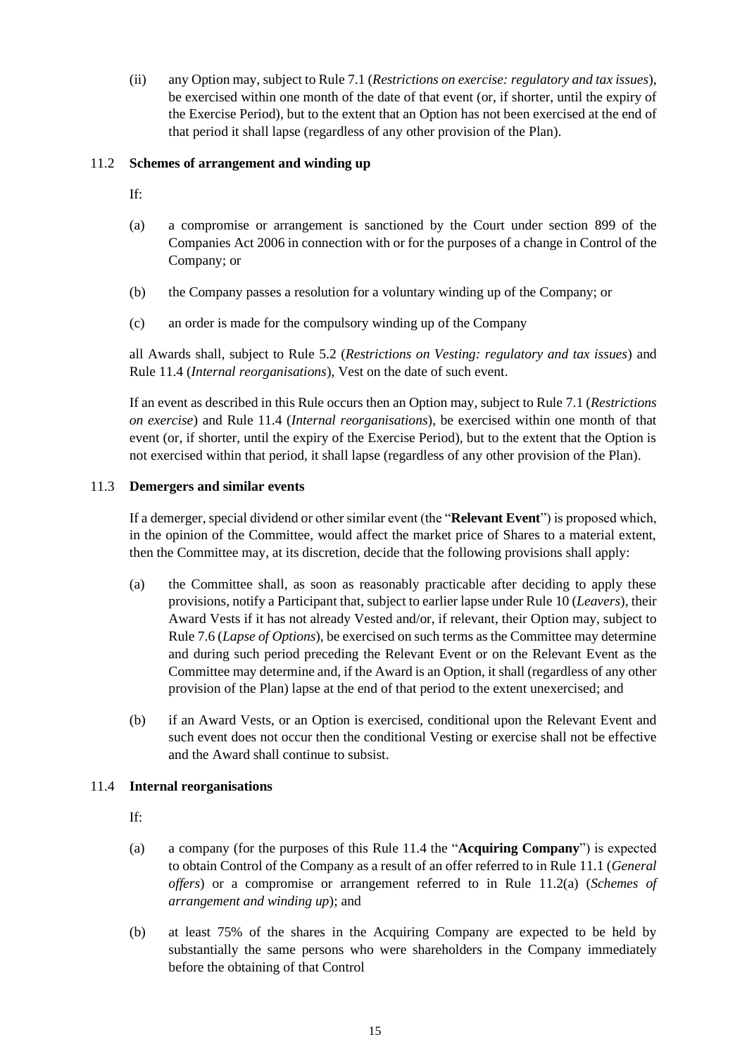(ii) any Option may, subject to Rule 7.1 (*Restrictions on exercise: regulatory and tax issues*), be exercised within one month of the date of that event (or, if shorter, until the expiry of the Exercise Period), but to the extent that an Option has not been exercised at the end of that period it shall lapse (regardless of any other provision of the Plan).

### 11.2 Schemes of arrangement and winding up

If:

(a) a compromise or arrangement is sanctioned by the Court under section 899 of the Companies Act 2006 in connection with or for the purposes of a change in Control of the Company; or

(b) the Company passes a resolution for a voluntary winding up of the Company; or

(c) an order is made for the compulsory winding up of the Company

all Awards shall, subject to Rule 5.2 (*Restrictions on Vesting: regulatory and tax issues*) and Rule 11.4 (*Internal reorganisations*), Vest on the date of such event.

If an event as described in this Rule occurs then an Option may, subject to Rule 7.1 (*Restrictions on exercise*) and Rule 11.4 (*Internal reorganisations*), be exercised within one month of that event (or, if shorter, until the expiry of the Exercise Period), but to the extent that the Option is not exercised within that period, it shall lapse (regardless of any other provision of the Plan).

### 11.3 Demergers and similar events

If a demerger, special dividend or other similar event (the "**Relevant Event**") is proposed which, in the opinion of the Committee, would affect the market price of Shares to a material extent, then the Committee may, at its discretion, decide that the following provisions shall apply:

(a) the Committee shall, as soon as reasonably practicable after deciding to apply these provisions, notify a Participant that, subject to earlier lapse under Rule 10 (*Leavers*), their Award Vests if it has not already Vested and/or, if relevant, their Option may, subject to Rule 7.6 (*Lapse of Options*), be exercised on such terms as the Committee may determine and during such period preceding the Relevant Event or on the Relevant Event as the Committee may determine and, if the Award is an Option, it shall (regardless of any other provision of the Plan) lapse at the end of that period to the extent unexercised; and

(b) if an Award Vests, or an Option is exercised, conditional upon the Relevant Event and such event does not occur then the conditional Vesting or exercise shall not be effective and the Award shall continue to subsist.

### 11.4 Internal reorganisations

If:

(a) a company (for the purposes of this Rule 11.4 the "**Acquiring Company**") is expected to obtain Control of the Company as a result of an offer referred to in Rule 11.1 (*General offers*) or a compromise or arrangement referred to in Rule 11.2(a) (*Schemes of arrangement and winding up*); and

(b) at least 75% of the shares in the Acquiring Company are expected to be held by substantially the same persons who were shareholders in the Company immediately before the obtaining of that Control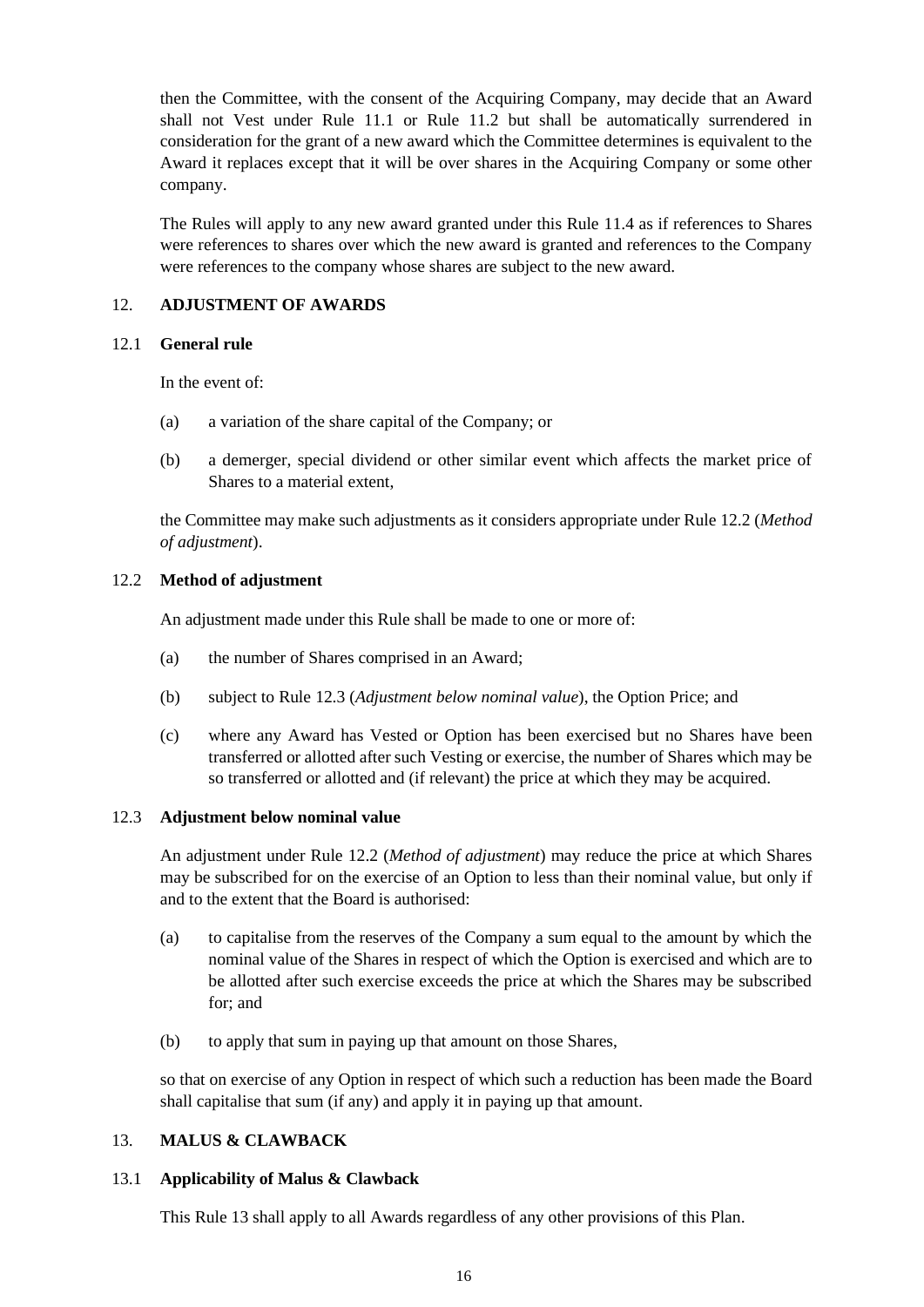then the Committee, with the consent of the Acquiring Company, may decide that an Award shall not Vest under Rule 11.1 or Rule 11.2 but shall be automatically surrendered in consideration for the grant of a new award which the Committee determines is equivalent to the Award it replaces except that it will be over shares in the Acquiring Company or some other company.

The Rules will apply to any new award granted under this Rule 11.4 as if references to Shares were references to shares over which the new award is granted and references to the Company were references to the company whose shares are subject to the new award.

## 12. ADJUSTMENT OF AWARDS

### 12.1 General rule

In the event of:

(a) a variation of the share capital of the Company; or

(b) a demerger, special dividend or other similar event which affects the market price of Shares to a material extent,

the Committee may make such adjustments as it considers appropriate under Rule 12.2 (*Method of adjustment*).

### 12.2 Method of adjustment

An adjustment made under this Rule shall be made to one or more of:

(a) the number of Shares comprised in an Award;

(b) subject to Rule 12.3 (*Adjustment below nominal value*), the Option Price; and

(c) where any Award has Vested or Option has been exercised but no Shares have been transferred or allotted after such Vesting or exercise, the number of Shares which may be so transferred or allotted and (if relevant) the price at which they may be acquired.

### 12.3 Adjustment below nominal value

An adjustment under Rule 12.2 (*Method of adjustment*) may reduce the price at which Shares may be subscribed for on the exercise of an Option to less than their nominal value, but only if and to the extent that the Board is authorised:

(a) to capitalise from the reserves of the Company a sum equal to the amount by which the nominal value of the Shares in respect of which the Option is exercised and which are to be allotted after such exercise exceeds the price at which the Shares may be subscribed for; and

(b) to apply that sum in paying up that amount on those Shares,

so that on exercise of any Option in respect of which such a reduction has been made the Board shall capitalise that sum (if any) and apply it in paying up that amount.

## 13. MALUS & CLAWBACK

### 13.1 Applicability of Malus & Clawback

This Rule 13 shall apply to all Awards regardless of any other provisions of this Plan.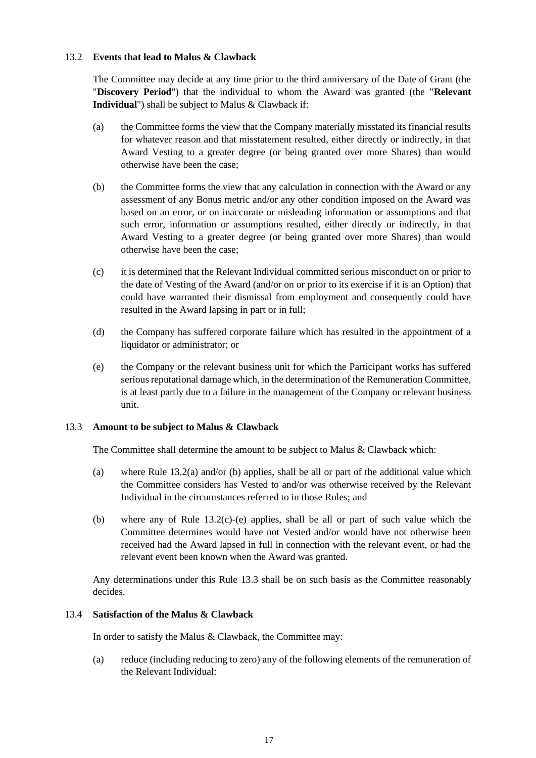### 13.2 **Events that lead to Malus & Clawback**

The Committee may decide at any time prior to the third anniversary of the Date of Grant (the "**Discovery Period**") that the individual to whom the Award was granted (the "**Relevant Individual**") shall be subject to Malus & Clawback if:

(a) the Committee forms the view that the Company materially misstated its financial results for whatever reason and that misstatement resulted, either directly or indirectly, in that Award Vesting to a greater degree (or being granted over more Shares) than would otherwise have been the case;

(b) the Committee forms the view that any calculation in connection with the Award or any assessment of any Bonus metric and/or any other condition imposed on the Award was based on an error, or on inaccurate or misleading information or assumptions and that such error, information or assumptions resulted, either directly or indirectly, in that Award Vesting to a greater degree (or being granted over more Shares) than would otherwise have been the case;

(c) it is determined that the Relevant Individual committed serious misconduct on or prior to the date of Vesting of the Award (and/or on or prior to its exercise if it is an Option) that could have warranted their dismissal from employment and consequently could have resulted in the Award lapsing in part or in full;

(d) the Company has suffered corporate failure which has resulted in the appointment of a liquidator or administrator; or

(e) the Company or the relevant business unit for which the Participant works has suffered serious reputational damage which, in the determination of the Remuneration Committee, is at least partly due to a failure in the management of the Company or relevant business unit.

### 13.3 **Amount to be subject to Malus & Clawback**

The Committee shall determine the amount to be subject to Malus & Clawback which:

(a) where Rule 13.2(a) and/or (b) applies, shall be all or part of the additional value which the Committee considers has Vested to and/or was otherwise received by the Relevant Individual in the circumstances referred to in those Rules; and

(b) where any of Rule 13.2(c)-(e) applies, shall be all or part of such value which the Committee determines would have not Vested and/or would have not otherwise been received had the Award lapsed in full in connection with the relevant event, or had the relevant event been known when the Award was granted.

Any determinations under this Rule 13.3 shall be on such basis as the Committee reasonably decides.

### 13.4 **Satisfaction of the Malus & Clawback**

In order to satisfy the Malus & Clawback, the Committee may:

(a) reduce (including reducing to zero) any of the following elements of the remuneration of the Relevant Individual: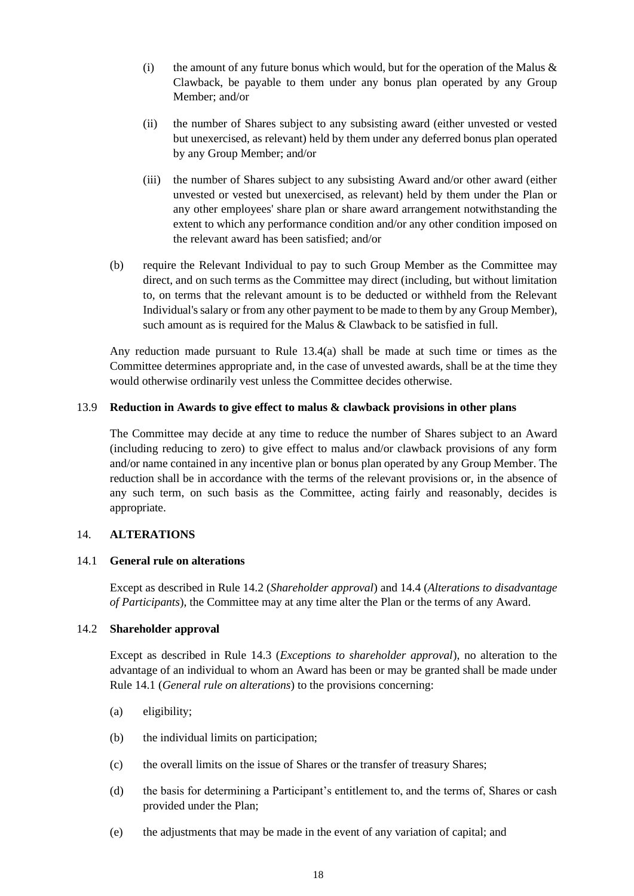(i) the amount of any future bonus which would, but for the operation of the Malus & Clawback, be payable to them under any bonus plan operated by any Group Member; and/or

(ii) the number of Shares subject to any subsisting award (either unvested or vested but unexercised, as relevant) held by them under any deferred bonus plan operated by any Group Member; and/or

(iii) the number of Shares subject to any subsisting Award and/or other award (either unvested or vested but unexercised, as relevant) held by them under the Plan or any other employees' share plan or share award arrangement notwithstanding the extent to which any performance condition and/or any other condition imposed on the relevant award has been satisfied; and/or

(b) require the Relevant Individual to pay to such Group Member as the Committee may direct, and on such terms as the Committee may direct (including, but without limitation to, on terms that the relevant amount is to be deducted or withheld from the Relevant Individual's salary or from any other payment to be made to them by any Group Member), such amount as is required for the Malus & Clawback to be satisfied in full.

Any reduction made pursuant to Rule 13.4(a) shall be made at such time or times as the Committee determines appropriate and, in the case of unvested awards, shall be at the time they would otherwise ordinarily vest unless the Committee decides otherwise.

### 13.9 Reduction in Awards to give effect to malus & clawback provisions in other plans

The Committee may decide at any time to reduce the number of Shares subject to an Award (including reducing to zero) to give effect to malus and/or clawback provisions of any form and/or name contained in any incentive plan or bonus plan operated by any Group Member. The reduction shall be in accordance with the terms of the relevant provisions or, in the absence of any such term, on such basis as the Committee, acting fairly and reasonably, decides is appropriate.

## 14. ALTERATIONS

### 14.1 General rule on alterations

Except as described in Rule 14.2 (*Shareholder approval*) and 14.4 (*Alterations to disadvantage of Participants*), the Committee may at any time alter the Plan or the terms of any Award.

### 14.2 Shareholder approval

Except as described in Rule 14.3 (*Exceptions to shareholder approval*), no alteration to the advantage of an individual to whom an Award has been or may be granted shall be made under Rule 14.1 (*General rule on alterations*) to the provisions concerning:

(a) eligibility;

(b) the individual limits on participation;

(c) the overall limits on the issue of Shares or the transfer of treasury Shares;

(d) the basis for determining a Participant's entitlement to, and the terms of, Shares or cash provided under the Plan;

(e) the adjustments that may be made in the event of any variation of capital; and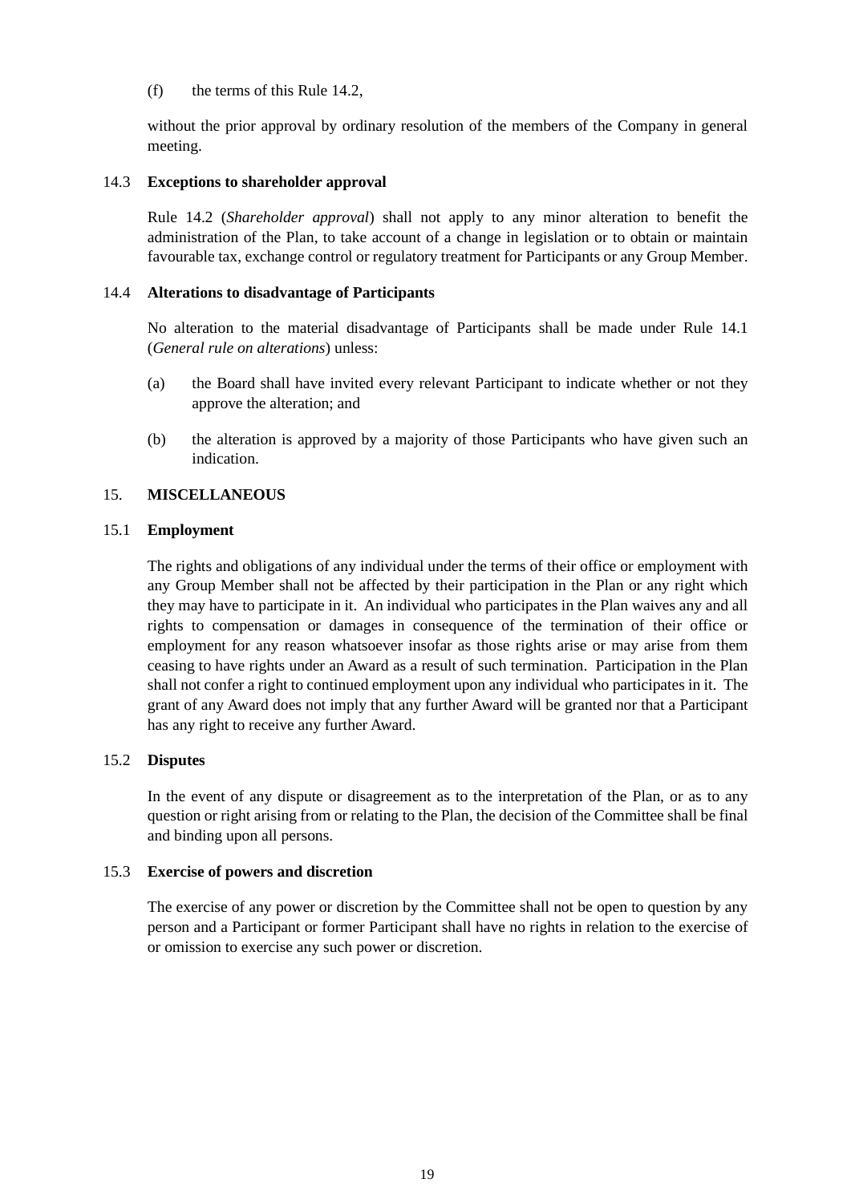(f) the terms of this Rule 14.2,

without the prior approval by ordinary resolution of the members of the Company in general meeting.

### 14.3 **Exceptions to shareholder approval**

Rule 14.2 (*Shareholder approval*) shall not apply to any minor alteration to benefit the administration of the Plan, to take account of a change in legislation or to obtain or maintain favourable tax, exchange control or regulatory treatment for Participants or any Group Member.

### 14.4 **Alterations to disadvantage of Participants**

No alteration to the material disadvantage of Participants shall be made under Rule 14.1 (*General rule on alterations*) unless:

(a) the Board shall have invited every relevant Participant to indicate whether or not they approve the alteration; and

(b) the alteration is approved by a majority of those Participants who have given such an indication.

## 15. **MISCELLANEOUS**

### 15.1 **Employment**

The rights and obligations of any individual under the terms of their office or employment with any Group Member shall not be affected by their participation in the Plan or any right which they may have to participate in it. An individual who participates in the Plan waives any and all rights to compensation or damages in consequence of the termination of their office or employment for any reason whatsoever insofar as those rights arise or may arise from them ceasing to have rights under an Award as a result of such termination. Participation in the Plan shall not confer a right to continued employment upon any individual who participates in it. The grant of any Award does not imply that any further Award will be granted nor that a Participant has any right to receive any further Award.

### 15.2 **Disputes**

In the event of any dispute or disagreement as to the interpretation of the Plan, or as to any question or right arising from or relating to the Plan, the decision of the Committee shall be final and binding upon all persons.

### 15.3 **Exercise of powers and discretion**

The exercise of any power or discretion by the Committee shall not be open to question by any person and a Participant or former Participant shall have no rights in relation to the exercise of or omission to exercise any such power or discretion.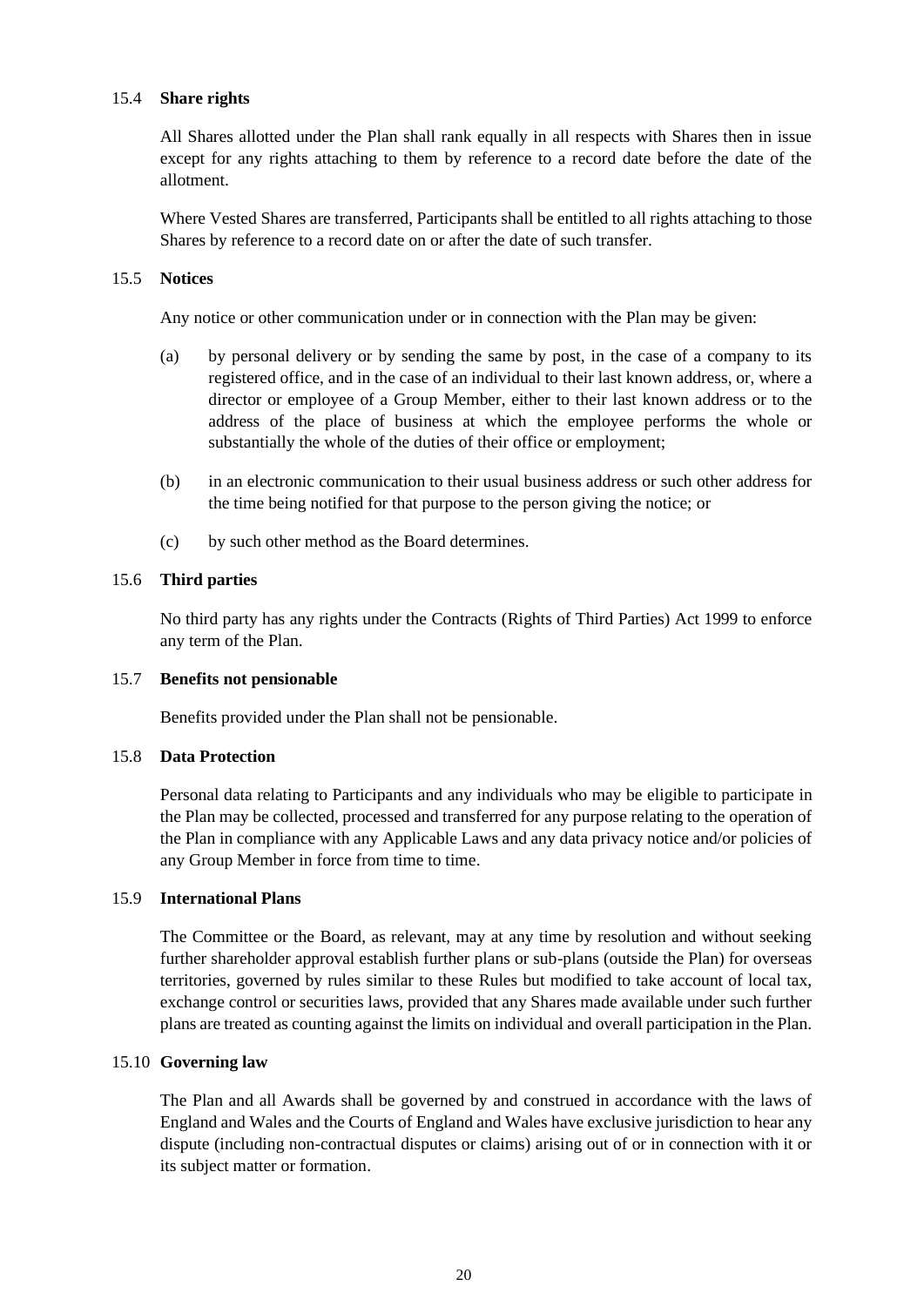### 15.4 **Share rights**

All Shares allotted under the Plan shall rank equally in all respects with Shares then in issue except for any rights attaching to them by reference to a record date before the date of the allotment.

Where Vested Shares are transferred, Participants shall be entitled to all rights attaching to those Shares by reference to a record date on or after the date of such transfer.

### 15.5 **Notices**

Any notice or other communication under or in connection with the Plan may be given:

(a) by personal delivery or by sending the same by post, in the case of a company to its registered office, and in the case of an individual to their last known address, or, where a director or employee of a Group Member, either to their last known address or to the address of the place of business at which the employee performs the whole or substantially the whole of the duties of their office or employment;

(b) in an electronic communication to their usual business address or such other address for the time being notified for that purpose to the person giving the notice; or

(c) by such other method as the Board determines.

### 15.6 **Third parties**

No third party has any rights under the Contracts (Rights of Third Parties) Act 1999 to enforce any term of the Plan.

### 15.7 **Benefits not pensionable**

Benefits provided under the Plan shall not be pensionable.

### 15.8 **Data Protection**

Personal data relating to Participants and any individuals who may be eligible to participate in the Plan may be collected, processed and transferred for any purpose relating to the operation of the Plan in compliance with any Applicable Laws and any data privacy notice and/or policies of any Group Member in force from time to time.

### 15.9 **International Plans**

The Committee or the Board, as relevant, may at any time by resolution and without seeking further shareholder approval establish further plans or sub-plans (outside the Plan) for overseas territories, governed by rules similar to these Rules but modified to take account of local tax, exchange control or securities laws, provided that any Shares made available under such further plans are treated as counting against the limits on individual and overall participation in the Plan.

### 15.10 **Governing law**

The Plan and all Awards shall be governed by and construed in accordance with the laws of England and Wales and the Courts of England and Wales have exclusive jurisdiction to hear any dispute (including non-contractual disputes or claims) arising out of or in connection with it or its subject matter or formation.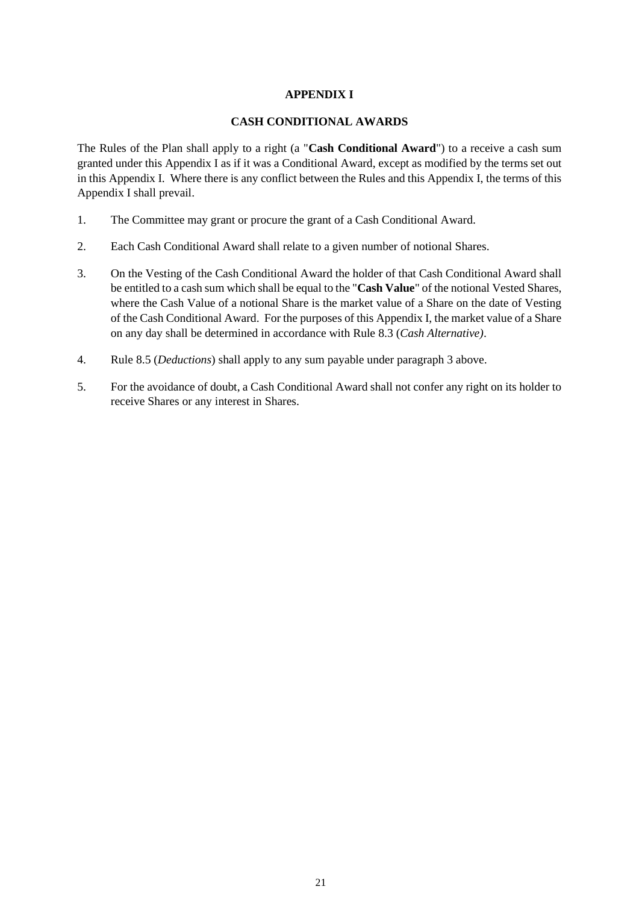# APPENDIX I

## CASH CONDITIONAL AWARDS

The Rules of the Plan shall apply to a right (a "**Cash Conditional Award**") to a receive a cash sum granted under this Appendix I as if it was a Conditional Award, except as modified by the terms set out in this Appendix I. Where there is any conflict between the Rules and this Appendix I, the terms of this Appendix I shall prevail.

1. The Committee may grant or procure the grant of a Cash Conditional Award.

2. Each Cash Conditional Award shall relate to a given number of notional Shares.

3. On the Vesting of the Cash Conditional Award the holder of that Cash Conditional Award shall be entitled to a cash sum which shall be equal to the "**Cash Value**" of the notional Vested Shares, where the Cash Value of a notional Share is the market value of a Share on the date of Vesting of the Cash Conditional Award. For the purposes of this Appendix I, the market value of a Share on any day shall be determined in accordance with Rule 8.3 (*Cash Alternative)*.

4. Rule 8.5 (*Deductions*) shall apply to any sum payable under paragraph 3 above.

5. For the avoidance of doubt, a Cash Conditional Award shall not confer any right on its holder to receive Shares or any interest in Shares.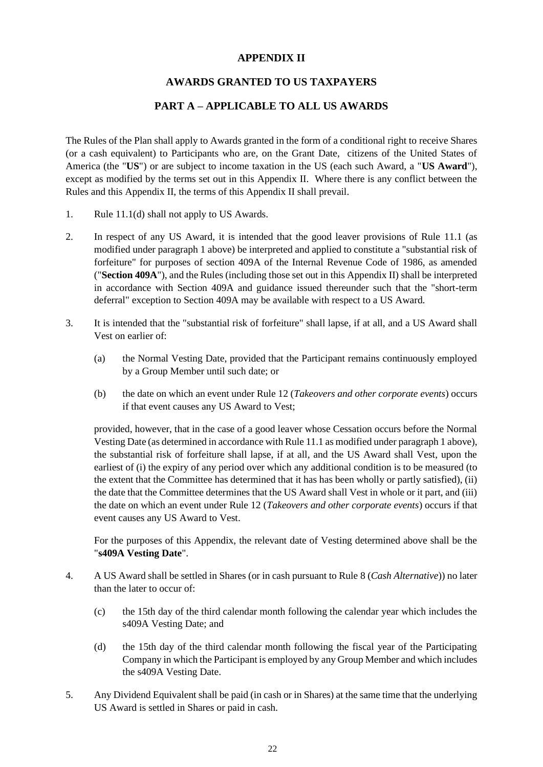# APPENDIX II

## AWARDS GRANTED TO US TAXPAYERS

## PART A – APPLICABLE TO ALL US AWARDS

The Rules of the Plan shall apply to Awards granted in the form of a conditional right to receive Shares (or a cash equivalent) to Participants who are, on the Grant Date, citizens of the United States of America (the "**US**") or are subject to income taxation in the US (each such Award, a "**US Award**"), except as modified by the terms set out in this Appendix II. Where there is any conflict between the Rules and this Appendix II, the terms of this Appendix II shall prevail.

1. Rule 11.1(d) shall not apply to US Awards.

2. In respect of any US Award, it is intended that the good leaver provisions of Rule 11.1 (as modified under paragraph 1 above) be interpreted and applied to constitute a "substantial risk of forfeiture" for purposes of section 409A of the Internal Revenue Code of 1986, as amended ("**Section 409A**"), and the Rules (including those set out in this Appendix II) shall be interpreted in accordance with Section 409A and guidance issued thereunder such that the "short-term deferral" exception to Section 409A may be available with respect to a US Award.

3. It is intended that the "substantial risk of forfeiture" shall lapse, if at all, and a US Award shall Vest on earlier of:

   (a) the Normal Vesting Date, provided that the Participant remains continuously employed by a Group Member until such date; or

   (b) the date on which an event under Rule 12 (*Takeovers and other corporate events*) occurs if that event causes any US Award to Vest;

   provided, however, that in the case of a good leaver whose Cessation occurs before the Normal Vesting Date (as determined in accordance with Rule 11.1 as modified under paragraph 1 above), the substantial risk of forfeiture shall lapse, if at all, and the US Award shall Vest, upon the earliest of (i) the expiry of any period over which any additional condition is to be measured (to the extent that the Committee has determined that it has has been wholly or partly satisfied), (ii) the date that the Committee determines that the US Award shall Vest in whole or it part, and (iii) the date on which an event under Rule 12 (*Takeovers and other corporate events*) occurs if that event causes any US Award to Vest.

   For the purposes of this Appendix, the relevant date of Vesting determined above shall be the "**s409A Vesting Date**".

4. A US Award shall be settled in Shares (or in cash pursuant to Rule 8 (*Cash Alternative*)) no later than the later to occur of:

   (c) the 15th day of the third calendar month following the calendar year which includes the s409A Vesting Date; and

   (d) the 15th day of the third calendar month following the fiscal year of the Participating Company in which the Participant is employed by any Group Member and which includes the s409A Vesting Date.

5. Any Dividend Equivalent shall be paid (in cash or in Shares) at the same time that the underlying US Award is settled in Shares or paid in cash.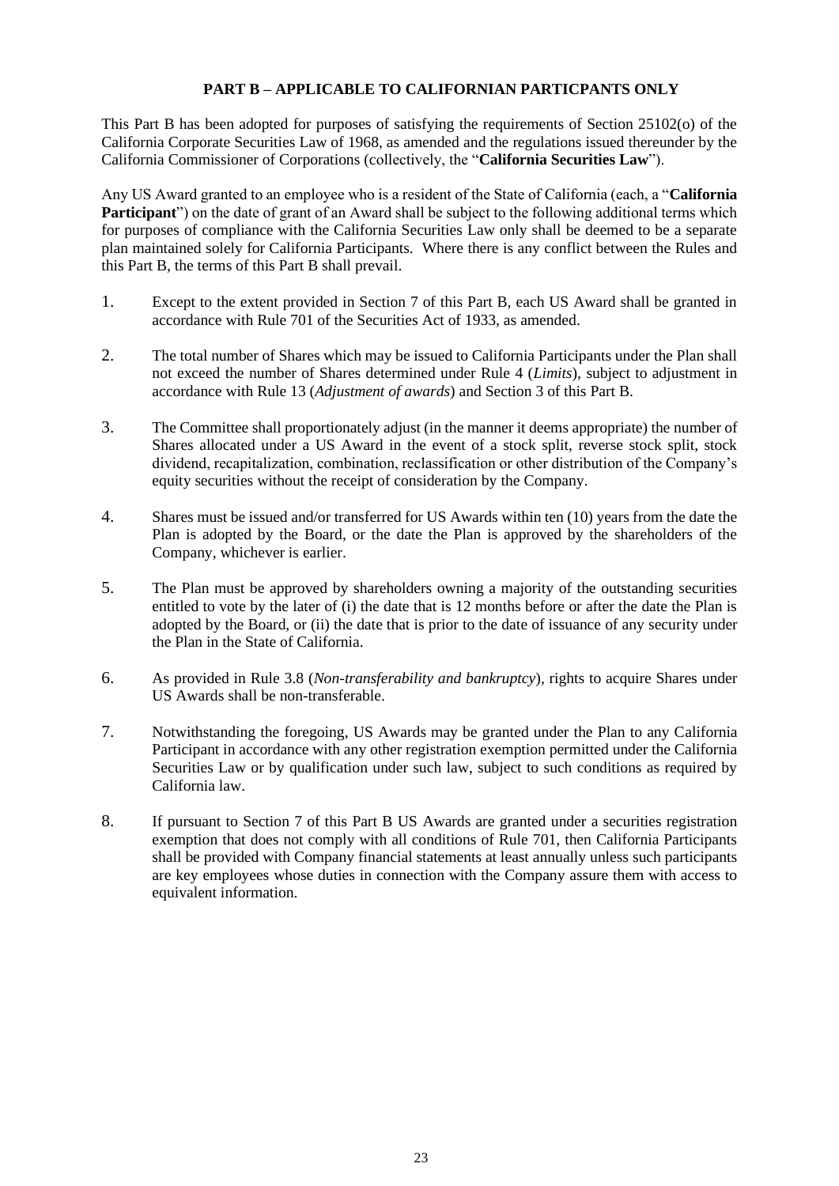## PART B – APPLICABLE TO CALIFORNIAN PARTICPANTS ONLY

This Part B has been adopted for purposes of satisfying the requirements of Section 25102(o) of the California Corporate Securities Law of 1968, as amended and the regulations issued thereunder by the California Commissioner of Corporations (collectively, the "**California Securities Law**").

Any US Award granted to an employee who is a resident of the State of California (each, a "**California Participant**") on the date of grant of an Award shall be subject to the following additional terms which for purposes of compliance with the California Securities Law only shall be deemed to be a separate plan maintained solely for California Participants. Where there is any conflict between the Rules and this Part B, the terms of this Part B shall prevail.

1. Except to the extent provided in Section 7 of this Part B, each US Award shall be granted in accordance with Rule 701 of the Securities Act of 1933, as amended.

2. The total number of Shares which may be issued to California Participants under the Plan shall not exceed the number of Shares determined under Rule 4 (*Limits*), subject to adjustment in accordance with Rule 13 (*Adjustment of awards*) and Section 3 of this Part B.

3. The Committee shall proportionately adjust (in the manner it deems appropriate) the number of Shares allocated under a US Award in the event of a stock split, reverse stock split, stock dividend, recapitalization, combination, reclassification or other distribution of the Company's equity securities without the receipt of consideration by the Company.

4. Shares must be issued and/or transferred for US Awards within ten (10) years from the date the Plan is adopted by the Board, or the date the Plan is approved by the shareholders of the Company, whichever is earlier.

5. The Plan must be approved by shareholders owning a majority of the outstanding securities entitled to vote by the later of (i) the date that is 12 months before or after the date the Plan is adopted by the Board, or (ii) the date that is prior to the date of issuance of any security under the Plan in the State of California.

6. As provided in Rule 3.8 (*Non-transferability and bankruptcy*), rights to acquire Shares under US Awards shall be non-transferable.

7. Notwithstanding the foregoing, US Awards may be granted under the Plan to any California Participant in accordance with any other registration exemption permitted under the California Securities Law or by qualification under such law, subject to such conditions as required by California law.

8. If pursuant to Section 7 of this Part B US Awards are granted under a securities registration exemption that does not comply with all conditions of Rule 701, then California Participants shall be provided with Company financial statements at least annually unless such participants are key employees whose duties in connection with the Company assure them with access to equivalent information.